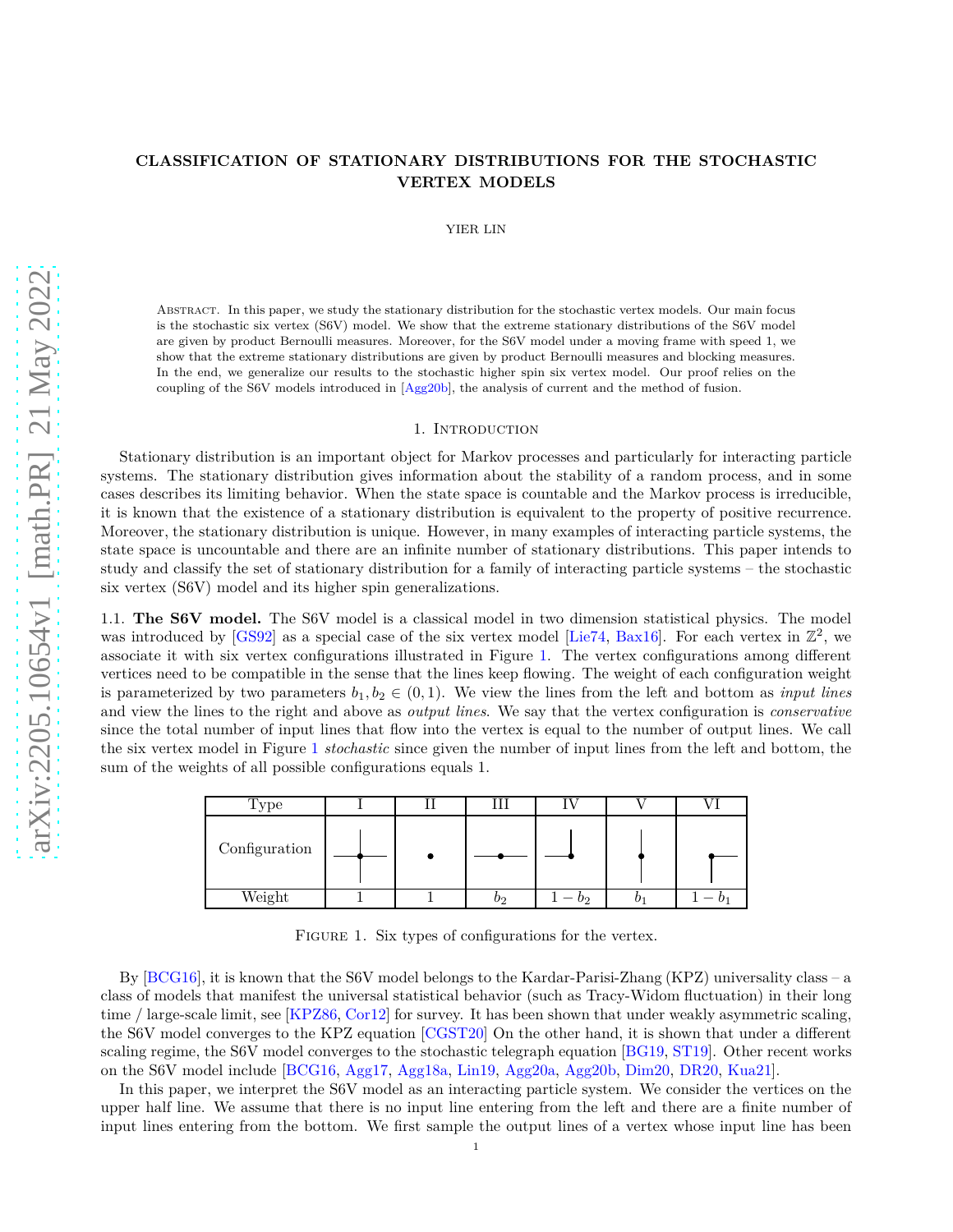# CLASSIFICATION OF STATIONARY DISTRIBUTIONS FOR THE STOCHASTIC VERTEX MODELS

YIER LIN

Abstract. In this paper, we study the stationary distribution for the stochastic vertex models. Our main focus is the stochastic six vertex (S6V) model. We show that the extreme stationary distributions of the S6V model are given by product Bernoulli measures. Moreover, for the S6V model under a moving frame with speed 1, we show that the extreme stationary distributions are given by product Bernoulli measures and blocking measures. In the end, we generalize our results to the stochastic higher spin six vertex model. Our proof relies on the coupling of the S6V models introduced in [Agg20b], the analysis of current and the method of fusion.

## 1. Introduction

Stationary distribution is an important object for Markov processes and particularly for interacting particle systems. The stationary distribution gives information about the stability of a random process, and in some cases describes its limiting behavior. When the state space is countable and the Markov process is irreducible, it is known that the existence of a stationary distribution is equivalent to the property of positive recurrence. Moreover, the stationary distribution is unique. However, in many examples of interacting particle systems, the state space is uncountable and there are an infinite number of stationary distributions. This paper intends to study and classify the set of stationary distribution for a family of interacting particle systems – the stochastic six vertex (S6V) model and its higher spin generalizations.

### 1.1. The S6V model.

The S6V model is a classical model in two dimension statistical physics. The model was introduced by [GS92] as a special case of the six vertex model [Lie74, Bax16]. For each vertex in $\mathbb{Z}^2$, we associate it with six vertex configurations illustrated in Figure 1. The vertex configurations among different vertices need to be compatible in the sense that the lines keep flowing. The weight of each configuration weight is parameterized by two parameters $b_1, b_2 \in (0,1)$. We view the lines from the left and bottom as *input lines* and view the lines to the right and above as *output lines*. We say that the vertex configuration is *conservative* since the total number of input lines that flow into the vertex is equal to the number of output lines. We call the six vertex model in Figure 1 *stochastic* since given the number of input lines from the left and bottom, the sum of the weights of all possible configurations equals 1.

| Type | I | II | III | IV | V | VI |
|---|---|---|---|---|---|---|
| Configuration | | | | | | |
| Weight | 1 | 1 | $b_2$ | $1-b_2$ | $b_1$ | $1-b_1$ |

Figure 1. Six types of configurations for the vertex.

By [BCG16], it is known that the S6V model belongs to the Kardar-Parisi-Zhang (KPZ) universality class – a class of models that manifest the universal statistical behavior (such as Tracy-Widom fluctuation) in their long time / large-scale limit, see [KPZ86, Cor12] for survey. It has been shown that under weakly asymmetric scaling, the S6V model converges to the KPZ equation [CGST20] On the other hand, it is shown that under a different scaling regime, the S6V model converges to the stochastic telegraph equation [BG19, ST19]. Other recent works on the S6V model include [BCG16, Agg17, Agg18a, Lin19, Agg20a, Agg20b, Dim20, DR20, Kua21].

In this paper, we interpret the S6V model as an interacting particle system. We consider the vertices on the upper half line. We assume that there is no input line entering from the left and there are a finite number of input lines entering from the bottom. We first sample the output lines of a vertex whose input line has been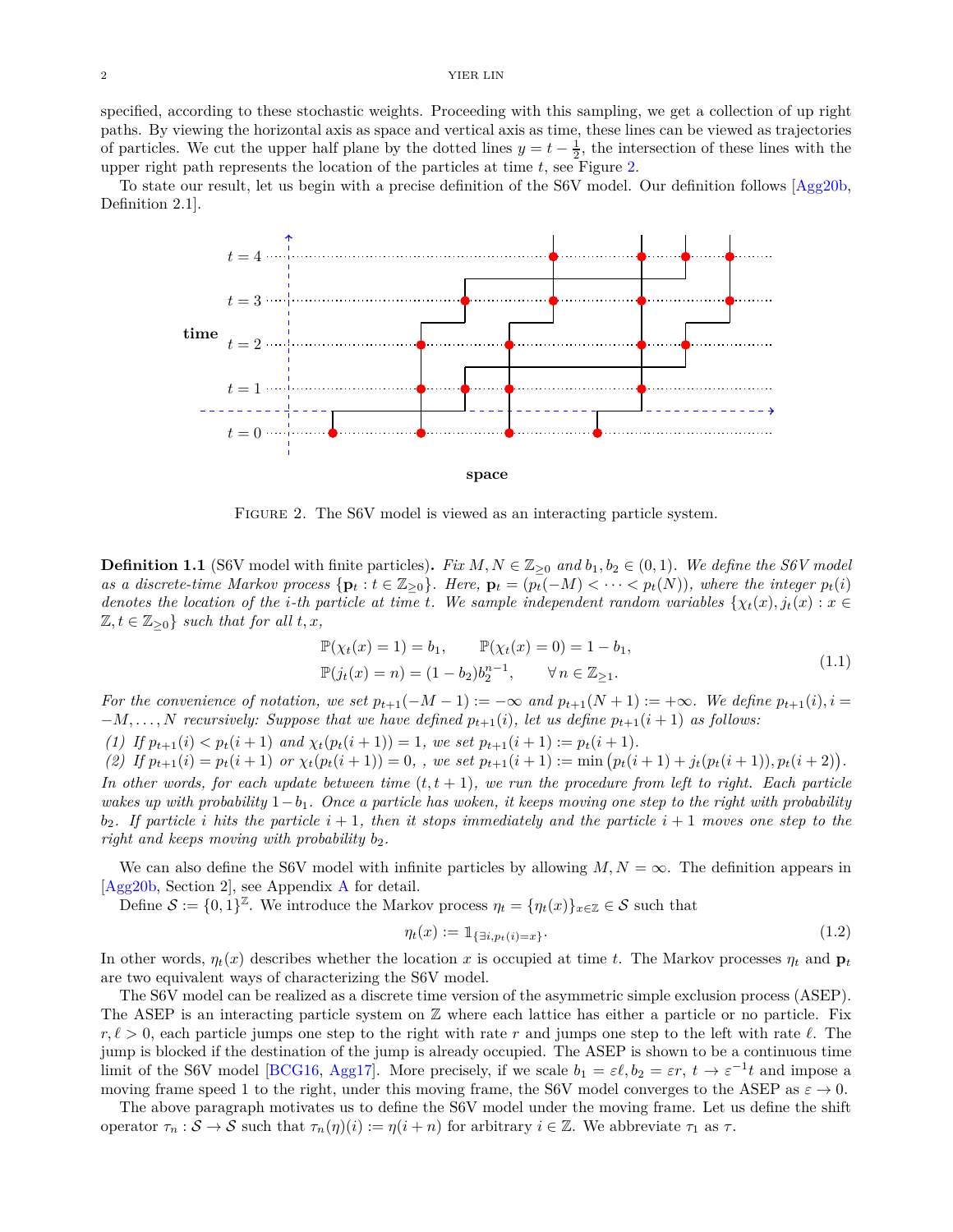specified, according to these stochastic weights. Proceeding with this sampling, we get a collection of up right paths. By viewing the horizontal axis as space and vertical axis as time, these lines can be viewed as trajectories of particles. We cut the upper half plane by the dotted lines $y = t - \frac{1}{2}$, the intersection of these lines with the upper right path represents the location of the particles at time $t$, see Figure 2.

To state our result, let us begin with a precise definition of the S6V model. Our definition follows [Agg20b, Definition 2.1].

FIGURE 2. The S6V model is viewed as an interacting particle system.

**Definition 1.1** (S6V model with finite particles)**.** *Fix $M, N \in \mathbb{Z}_{\geq 0}$ and $b_1, b_2 \in (0,1)$. We define the S6V model as a discrete-time Markov process $\{\mathbf{p}_t : t \in \mathbb{Z}_{\geq 0}\}$. Here, $\mathbf{p}_t = (p_t(-M) < \cdots < p_t(N))$, where the integer $p_t(i)$ denotes the location of the $i$-th particle at time $t$. We sample independent random variables $\{\chi_t(x), j_t(x) : x \in \mathbb{Z}, t \in \mathbb{Z}_{\geq 0}\}$ such that for all $t, x$,*

$$
\begin{aligned}
&\mathbb{P}(\chi_t(x) = 1) = b_1, \qquad \mathbb{P}(\chi_t(x) = 0) = 1 - b_1, \\
&\mathbb{P}(j_t(x) = n) = (1 - b_2) b_2^{n-1}, \qquad \forall\, n \in \mathbb{Z}_{\geq 1}.
\end{aligned}
\tag{1.1}
$$

*For the convenience of notation, we set $p_{t+1}(-M-1) := -\infty$ and $p_{t+1}(N+1) := +\infty$. We define $p_{t+1}(i), i = -M, \ldots, N$ recursively: Suppose that we have defined $p_{t+1}(i)$, let us define $p_{t+1}(i+1)$ as follows:*

*(1) If $p_{t+1}(i) < p_t(i+1)$ and $\chi_t(p_t(i+1)) = 1$, we set $p_{t+1}(i+1) := p_t(i+1)$.*

*(2) If $p_{t+1}(i) = p_t(i+1)$ or $\chi_t(p_t(i+1)) = 0$, , we set $p_{t+1}(i+1) := \min\big(p_t(i+1) + j_t(p_t(i+1)), p_t(i+2)\big)$.*

*In other words, for each update between time $(t, t+1)$, we run the procedure from left to right. Each particle wakes up with probability $1 - b_1$. Once a particle has woken, it keeps moving one step to the right with probability $b_2$. If particle $i$ hits the particle $i+1$, then it stops immediately and the particle $i+1$ moves one step to the right and keeps moving with probability $b_2$.*

We can also define the S6V model with infinite particles by allowing $M, N = \infty$. The definition appears in [Agg20b, Section 2], see Appendix A for detail.

Define $\mathcal{S} := \{0,1\}^{\mathbb{Z}}$. We introduce the Markov process $\eta_t = \{\eta_t(x)\}_{x \in \mathbb{Z}} \in \mathcal{S}$ such that

$$
\eta_t(x) := \mathbb{1}_{\{\exists i, p_t(i) = x\}}. \tag{1.2}
$$

In other words, $\eta_t(x)$ describes whether the location $x$ is occupied at time $t$. The Markov processes $\eta_t$ and $\mathbf{p}_t$ are two equivalent ways of characterizing the S6V model.

The S6V model can be realized as a discrete time version of the asymmetric simple exclusion process (ASEP). The ASEP is an interacting particle system on $\mathbb{Z}$ where each lattice has either a particle or no particle. Fix $r, \ell > 0$, each particle jumps one step to the right with rate $r$ and jumps one step to the left with rate $\ell$. The jump is blocked if the destination of the jump is already occupied. The ASEP is shown to be a continuous time limit of the S6V model [BCG16, Agg17]. More precisely, if we scale $b_1 = \varepsilon \ell, b_2 = \varepsilon r$, $t \to \varepsilon^{-1} t$ and impose a moving frame speed 1 to the right, under this moving frame, the S6V model converges to the ASEP as $\varepsilon \to 0$.

The above paragraph motivates us to define the S6V model under the moving frame. Let us define the shift operator $\tau_n : \mathcal{S} \to \mathcal{S}$ such that $\tau_n(\eta)(i) := \eta(i+n)$ for arbitrary $i \in \mathbb{Z}$. We abbreviate $\tau_1$ as $\tau$.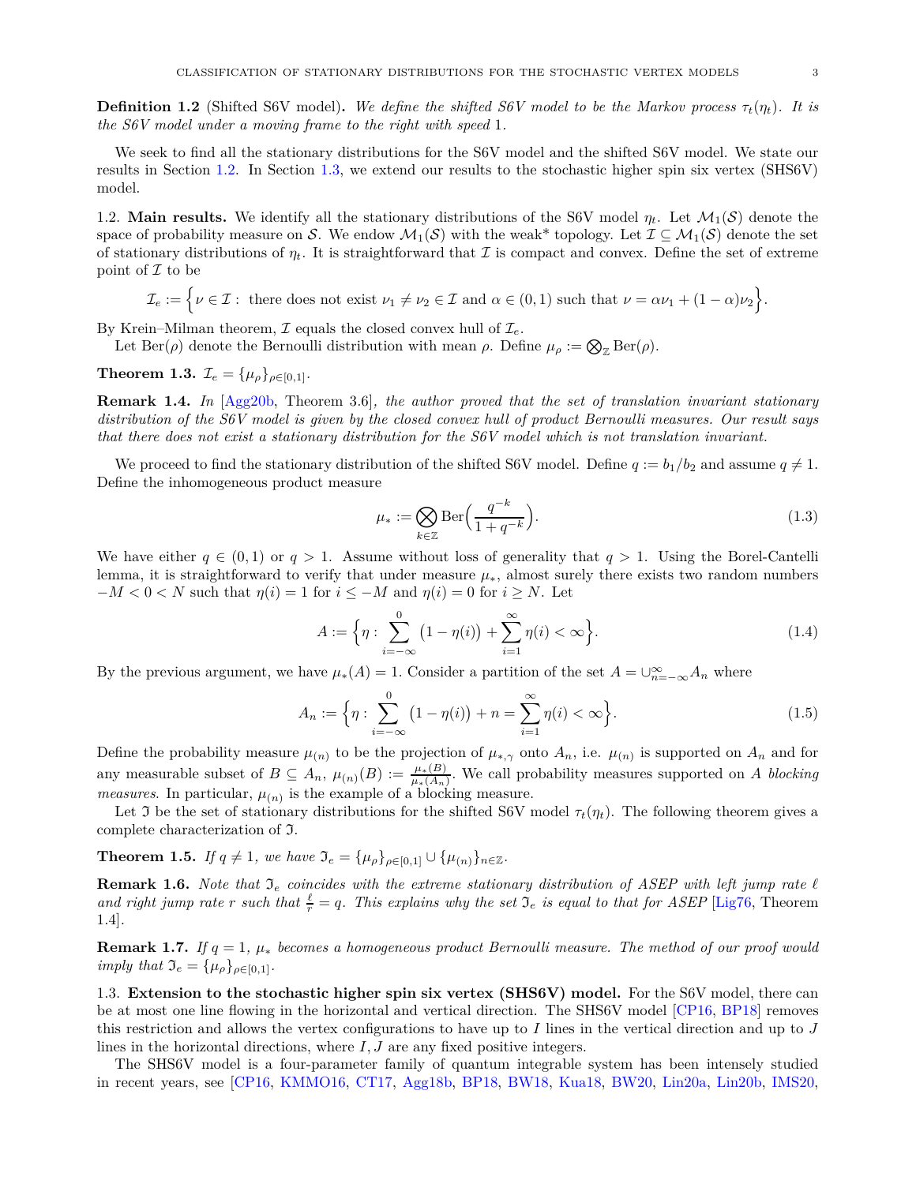**Definition 1.2** (Shifted S6V model)**.** *We define the shifted S6V model to be the Markov process $\tau_t(\eta_t)$. It is the S6V model under a moving frame to the right with speed* 1*.*

We seek to find all the stationary distributions for the S6V model and the shifted S6V model. We state our results in Section 1.2. In Section 1.3, we extend our results to the stochastic higher spin six vertex (SHS6V) model.

1.2. **Main results.** We identify all the stationary distributions of the S6V model $\eta_t$. Let $\mathcal{M}_1(\mathcal{S})$ denote the space of probability measure on $\mathcal{S}$. We endow $\mathcal{M}_1(\mathcal{S})$ with the weak* topology. Let $\mathcal{I} \subseteq \mathcal{M}_1(\mathcal{S})$ denote the set of stationary distributions of $\eta_t$. It is straightforward that $\mathcal{I}$ is compact and convex. Define the set of extreme point of $\mathcal{I}$ to be

$$\mathcal{I}_e := \Big\{\nu \in \mathcal{I} : \text{ there does not exist } \nu_1 \neq \nu_2 \in \mathcal{I} \text{ and } \alpha \in (0,1) \text{ such that } \nu = \alpha\nu_1 + (1-\alpha)\nu_2\Big\}.$$

By Krein–Milman theorem, $\mathcal{I}$ equals the closed convex hull of $\mathcal{I}_e$.

Let $\mathrm{Ber}(\rho)$ denote the Bernoulli distribution with mean $\rho$. Define $\mu_\rho := \bigotimes_{\mathbb{Z}} \mathrm{Ber}(\rho)$.

**Theorem 1.3.** $\mathcal{I}_e = \{\mu_\rho\}_{\rho\in[0,1]}$.

**Remark 1.4.** *In* [Agg20b, Theorem 3.6]*, the author proved that the set of translation invariant stationary distribution of the S6V model is given by the closed convex hull of product Bernoulli measures. Our result says that there does not exist a stationary distribution for the S6V model which is not translation invariant.*

We proceed to find the stationary distribution of the shifted S6V model. Define $q := b_1/b_2$ and assume $q \neq 1$. Define the inhomogeneous product measure

$$\mu_* := \bigotimes_{k\in\mathbb{Z}} \mathrm{Ber}\Big(\frac{q^{-k}}{1+q^{-k}}\Big). \tag{1.3}$$

We have either $q \in (0,1)$ or $q > 1$. Assume without loss of generality that $q > 1$. Using the Borel-Cantelli lemma, it is straightforward to verify that under measure $\mu_*$, almost surely there exists two random numbers $-M < 0 < N$ such that $\eta(i) = 1$ for $i \leq -M$ and $\eta(i) = 0$ for $i \geq N$. Let

$$A := \Big\{\eta : \sum_{i=-\infty}^{0} \big(1-\eta(i)\big) + \sum_{i=1}^{\infty} \eta(i) < \infty\Big\}. \tag{1.4}$$

By the previous argument, we have $\mu_*(A) = 1$. Consider a partition of the set $A = \cup_{n=-\infty}^{\infty} A_n$ where

$$A_n := \Big\{\eta : \sum_{i=-\infty}^{0} \big(1-\eta(i)\big) + n = \sum_{i=1}^{\infty} \eta(i) < \infty\Big\}. \tag{1.5}$$

Define the probability measure $\mu_{(n)}$ to be the projection of $\mu_{*,\gamma}$ onto $A_n$, i.e. $\mu_{(n)}$ is supported on $A_n$ and for any measurable subset of $B \subseteq A_n$, $\mu_{(n)}(B) := \frac{\mu_*(B)}{\mu_*(A_n)}$. We call probability measures supported on $A$ *blocking measures*. In particular, $\mu_{(n)}$ is the example of a blocking measure.

Let $\mathfrak{I}$ be the set of stationary distributions for the shifted S6V model $\tau_t(\eta_t)$. The following theorem gives a complete characterization of $\mathfrak{I}$.

**Theorem 1.5.** *If $q \neq 1$, we have $\mathfrak{I}_e = \{\mu_\rho\}_{\rho\in[0,1]} \cup \{\mu_{(n)}\}_{n\in\mathbb{Z}}$.*

**Remark 1.6.** *Note that $\mathfrak{I}_e$ coincides with the extreme stationary distribution of ASEP with left jump rate $\ell$ and right jump rate $r$ such that $\frac{\ell}{r} = q$. This explains why the set $\mathfrak{I}_e$ is equal to that for ASEP* [Lig76, Theorem 1.4]*.*

**Remark 1.7.** *If $q = 1$, $\mu_*$ becomes a homogeneous product Bernoulli measure. The method of our proof would imply that $\mathfrak{I}_e = \{\mu_\rho\}_{\rho\in[0,1]}$.*

1.3. **Extension to the stochastic higher spin six vertex (SHS6V) model.** For the S6V model, there can be at most one line flowing in the horizontal and vertical direction. The SHS6V model [CP16, BP18] removes this restriction and allows the vertex configurations to have up to $I$ lines in the vertical direction and up to $J$ lines in the horizontal directions, where $I, J$ are any fixed positive integers.

The SHS6V model is a four-parameter family of quantum integrable system has been intensely studied in recent years, see [CP16, KMMO16, CT17, Agg18b, BP18, BW18, Kua18, BW20, Lin20a, Lin20b, IMS20,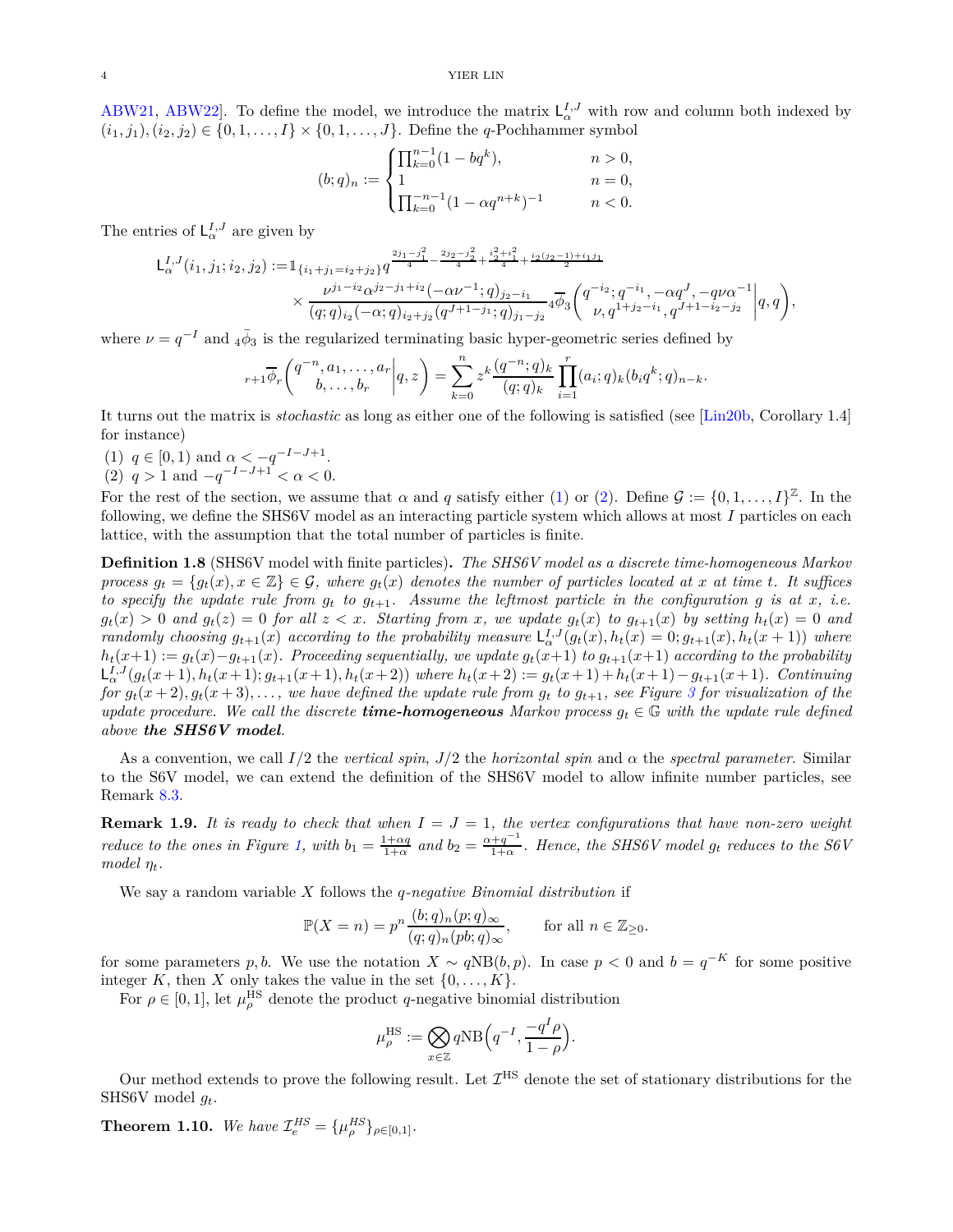ABW21, ABW22]. To define the model, we introduce the matrix $\mathsf{L}_\alpha^{I,J}$ with row and column both indexed by $(i_1, j_1), (i_2, j_2) \in \{0, 1, \dots, I\} \times \{0, 1, \dots, J\}$. Define the $q$-Pochhammer symbol

$$(b;q)_n := \begin{cases} \prod_{k=0}^{n-1}(1-bq^k), & n > 0, \\ 1 & n = 0, \\ \prod_{k=0}^{-n-1}(1-\alpha q^{n+k})^{-1} & n < 0. \end{cases}$$

The entries of $\mathsf{L}_\alpha^{I,J}$ are given by

$$\begin{aligned} \mathsf{L}_\alpha^{I,J}(i_1, j_1; i_2, j_2) :=& \mathbb{1}_{\{i_1+j_1=i_2+j_2\}} q^{\frac{2j_1 - j_1^2}{4} - \frac{2j_2 - j_2^2}{4} + \frac{i_2^2 + i_1^2}{4} + \frac{i_2(j_2-1)+i_1 j_1}{2}} \\ &\times \frac{\nu^{j_1 - i_2} \alpha^{j_2 - j_1 + i_2} (-\alpha\nu^{-1}; q)_{j_2 - i_1}}{(q;q)_{i_2} (-\alpha; q)_{i_2 + j_2} (q^{J+1-j_1}; q)_{j_1 - j_2}} {}_4\overline{\phi}_3 \left( \begin{matrix} q^{-i_2}; q^{-i_1}, -\alpha q^J, -q\nu\alpha^{-1} \\ \nu, q^{1+j_2-i_1}, q^{J+1-i_2-j_2} \end{matrix} \middle| q, q \right), \end{aligned}$$

where $\nu = q^{-I}$ and ${}_4\bar{\phi}_3$ is the regularized terminating basic hyper-geometric series defined by

$${}_{r+1}\overline{\phi}_r \left( \begin{matrix} q^{-n}, a_1, \dots, a_r \\ b, \dots, b_r \end{matrix} \middle| q, z \right) = \sum_{k=0}^{n} z^k \frac{(q^{-n}; q)_k}{(q;q)_k} \prod_{i=1}^{r} (a_i; q)_k (b_i q^k; q)_{n-k}.$$

It turns out the matrix is *stochastic* as long as either one of the following is satisfied (see [Lin20b, Corollary 1.4] for instance)

(1) $q \in [0, 1)$ and $\alpha < -q^{-I-J+1}$.
(2) $q > 1$ and $-q^{-I-J+1} < \alpha < 0$.

For the rest of the section, we assume that $\alpha$ and $q$ satisfy either (1) or (2). Define $\mathcal{G} := \{0, 1, \dots, I\}^{\mathbb{Z}}$. In the following, we define the SHS6V model as an interacting particle system which allows at most $I$ particles on each lattice, with the assumption that the total number of particles is finite.

**Definition 1.8** (SHS6V model with finite particles)**.** *The SHS6V model as a discrete time-homogeneous Markov process $g_t = \{g_t(x), x \in \mathbb{Z}\} \in \mathcal{G}$, where $g_t(x)$ denotes the number of particles located at $x$ at time $t$. It suffices to specify the update rule from $g_t$ to $g_{t+1}$. Assume the leftmost particle in the configuration $g$ is at $x$, i.e. $g_t(x) > 0$ and $g_t(z) = 0$ for all $z < x$. Starting from $x$, we update $g_t(x)$ to $g_{t+1}(x)$ by setting $h_t(x) = 0$ and randomly choosing $g_{t+1}(x)$ according to the probability measure $\mathsf{L}_\alpha^{I,J}(g_t(x), h_t(x) = 0; g_{t+1}(x), h_t(x+1))$ where $h_t(x+1) := g_t(x) - g_{t+1}(x)$. Proceeding sequentially, we update $g_t(x+1)$ to $g_{t+1}(x+1)$ according to the probability $\mathsf{L}_\alpha^{I,J}(g_t(x+1), h_t(x+1); g_{t+1}(x+1), h_t(x+2))$ where $h_t(x+2) := g_t(x+1) + h_t(x+1) - g_{t+1}(x+1)$. Continuing for $g_t(x+2), g_t(x+3), \dots$, we have defined the update rule from $g_t$ to $g_{t+1}$, see Figure 3 for visualization of the update procedure. We call the discrete **time-homogeneous** Markov process $g_t \in \mathbb{G}$ with the update rule defined above **the SHS6V model**.*

As a convention, we call $I/2$ the *vertical spin*, $J/2$ the *horizontal spin* and $\alpha$ the *spectral parameter*. Similar to the S6V model, we can extend the definition of the SHS6V model to allow infinite number particles, see Remark 8.3.

**Remark 1.9.** *It is ready to check that when $I = J = 1$, the vertex configurations that have non-zero weight reduce to the ones in Figure 1, with $b_1 = \frac{1+\alpha q}{1+\alpha}$ and $b_2 = \frac{\alpha + q^{-1}}{1+\alpha}$. Hence, the SHS6V model $g_t$ reduces to the S6V model $\eta_t$.*

We say a random variable $X$ follows the *$q$-negative Binomial distribution* if

$$\mathbb{P}(X = n) = p^n \frac{(b;q)_n (p;q)_\infty}{(q;q)_n (pb;q)_\infty}, \qquad \text{for all } n \in \mathbb{Z}_{\geq 0}.$$

for some parameters $p, b$. We use the notation $X \sim q\text{NB}(b, p)$. In case $p < 0$ and $b = q^{-K}$ for some positive integer $K$, then $X$ only takes the value in the set $\{0, \dots, K\}$.

For $\rho \in [0, 1]$, let $\mu_\rho^{\text{HS}}$ denote the product $q$-negative binomial distribution

$$\mu_\rho^{\text{HS}} := \bigotimes_{x \in \mathbb{Z}} q\text{NB}\Big(q^{-I}, \frac{-q^I \rho}{1-\rho}\Big).$$

Our method extends to prove the following result. Let $\mathcal{I}^{\text{HS}}$ denote the set of stationary distributions for the SHS6V model $g_t$.

**Theorem 1.10.** *We have $\mathcal{I}_e^{HS} = \{\mu_\rho^{HS}\}_{\rho \in [0,1]}$.*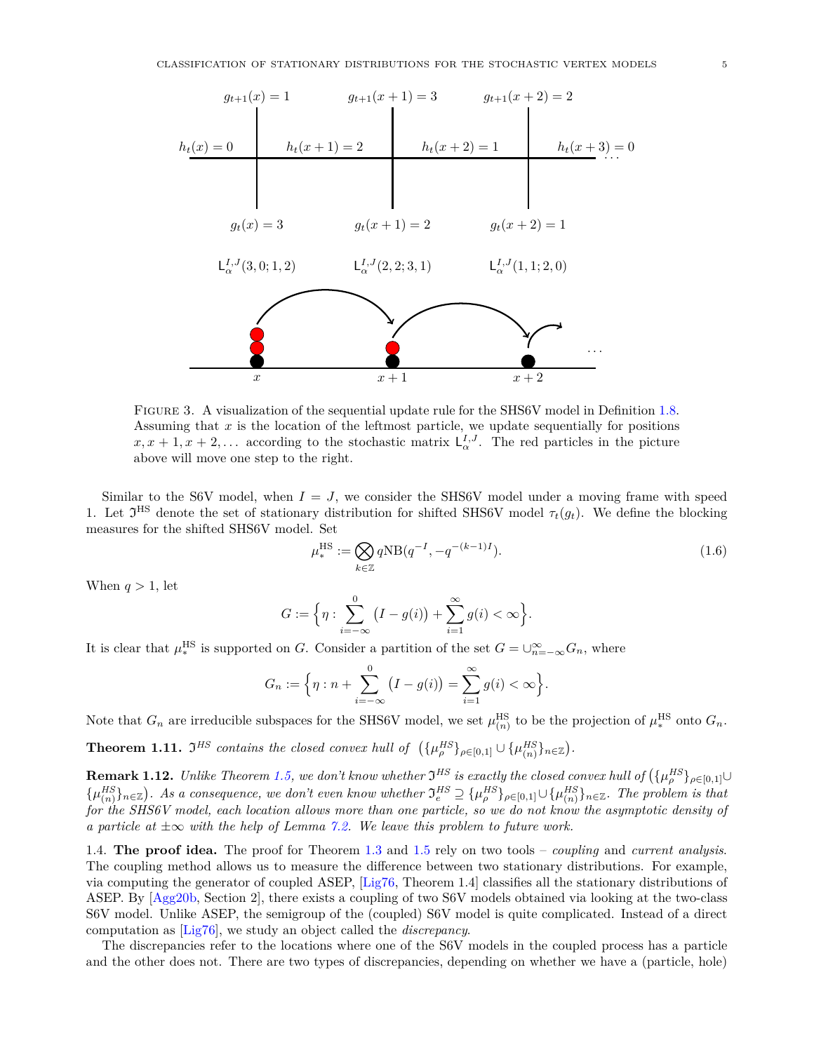$g_{t+1}(x) = 1$ $g_{t+1}(x+1) = 3$ $g_{t+1}(x+2) = 2$

$h_t(x) = 0$ $h_t(x+1) = 2$ $h_t(x+2) = 1$ $h_t(x+3) = 0$ ...

$g_t(x) = 3$ $g_t(x+1) = 2$ $g_t(x+2) = 1$

$\mathsf{L}_\alpha^{I,J}(3,0;1,2)$ $\mathsf{L}_\alpha^{I,J}(2,2;3,1)$ $\mathsf{L}_\alpha^{I,J}(1,1;2,0)$

$x$ $x+1$ $x+2$

Figure 3. A visualization of the sequential update rule for the SHS6V model in Definition 1.8. Assuming that $x$ is the location of the leftmost particle, we update sequentially for positions $x, x+1, x+2, \ldots$ according to the stochastic matrix $\mathsf{L}_\alpha^{I,J}$. The red particles in the picture above will move one step to the right.

Similar to the S6V model, when $I = J$, we consider the SHS6V model under a moving frame with speed 1. Let $\mathfrak{I}^{\mathrm{HS}}$ denote the set of stationary distribution for shifted SHS6V model $\tau_t(g_t)$. We define the blocking measures for the shifted SHS6V model. Set

$$\mu_*^{\mathrm{HS}} := \bigotimes_{k\in\mathbb{Z}} q\mathrm{NB}(q^{-I}, -q^{-(k-1)I}). \tag{1.6}$$

When $q > 1$, let

$$G := \Big\{ \eta : \sum_{i=-\infty}^{0} \big(I - g(i)\big) + \sum_{i=1}^{\infty} g(i) < \infty \Big\}.$$

It is clear that $\mu_*^{\mathrm{HS}}$ is supported on $G$. Consider a partition of the set $G = \cup_{n=-\infty}^{\infty} G_n$, where

$$G_n := \Big\{ \eta : n + \sum_{i=-\infty}^{0} \big(I - g(i)\big) = \sum_{i=1}^{\infty} g(i) < \infty \Big\}.$$

Note that $G_n$ are irreducible subspaces for the SHS6V model, we set $\mu_{(n)}^{\mathrm{HS}}$ to be the projection of $\mu_*^{\mathrm{HS}}$ onto $G_n$.

**Theorem 1.11.** *$\mathfrak{I}^{HS}$ contains the closed convex hull of $\big(\{\mu_\rho^{HS}\}_{\rho\in[0,1]} \cup \{\mu_{(n)}^{HS}\}_{n\in\mathbb{Z}}\big)$.*

**Remark 1.12.** *Unlike Theorem 1.5, we don't know whether $\mathfrak{I}^{HS}$ is exactly the closed convex hull of $\big(\{\mu_\rho^{HS}\}_{\rho\in[0,1]} \cup \{\mu_{(n)}^{HS}\}_{n\in\mathbb{Z}}\big)$. As a consequence, we don't even know whether $\mathfrak{I}_e^{HS} \supseteq \{\mu_\rho^{HS}\}_{\rho\in[0,1]} \cup \{\mu_{(n)}^{HS}\}_{n\in\mathbb{Z}}$. The problem is that for the SHS6V model, each location allows more than one particle, so we do not know the asymptotic density of a particle at $\pm\infty$ with the help of Lemma 7.2. We leave this problem to future work.*

1.4. **The proof idea.** The proof for Theorem 1.3 and 1.5 rely on two tools – *coupling* and *current analysis*. The coupling method allows us to measure the difference between two stationary distributions. For example, via computing the generator of coupled ASEP, [Lig76, Theorem 1.4] classifies all the stationary distributions of ASEP. By [Agg20b, Section 2], there exists a coupling of two S6V models obtained via looking at the two-class S6V model. Unlike ASEP, the semigroup of the (coupled) S6V model is quite complicated. Instead of a direct computation as [Lig76], we study an object called the *discrepancy*.

The discrepancies refer to the locations where one of the S6V models in the coupled process has a particle and the other does not. There are two types of discrepancies, depending on whether we have a (particle, hole)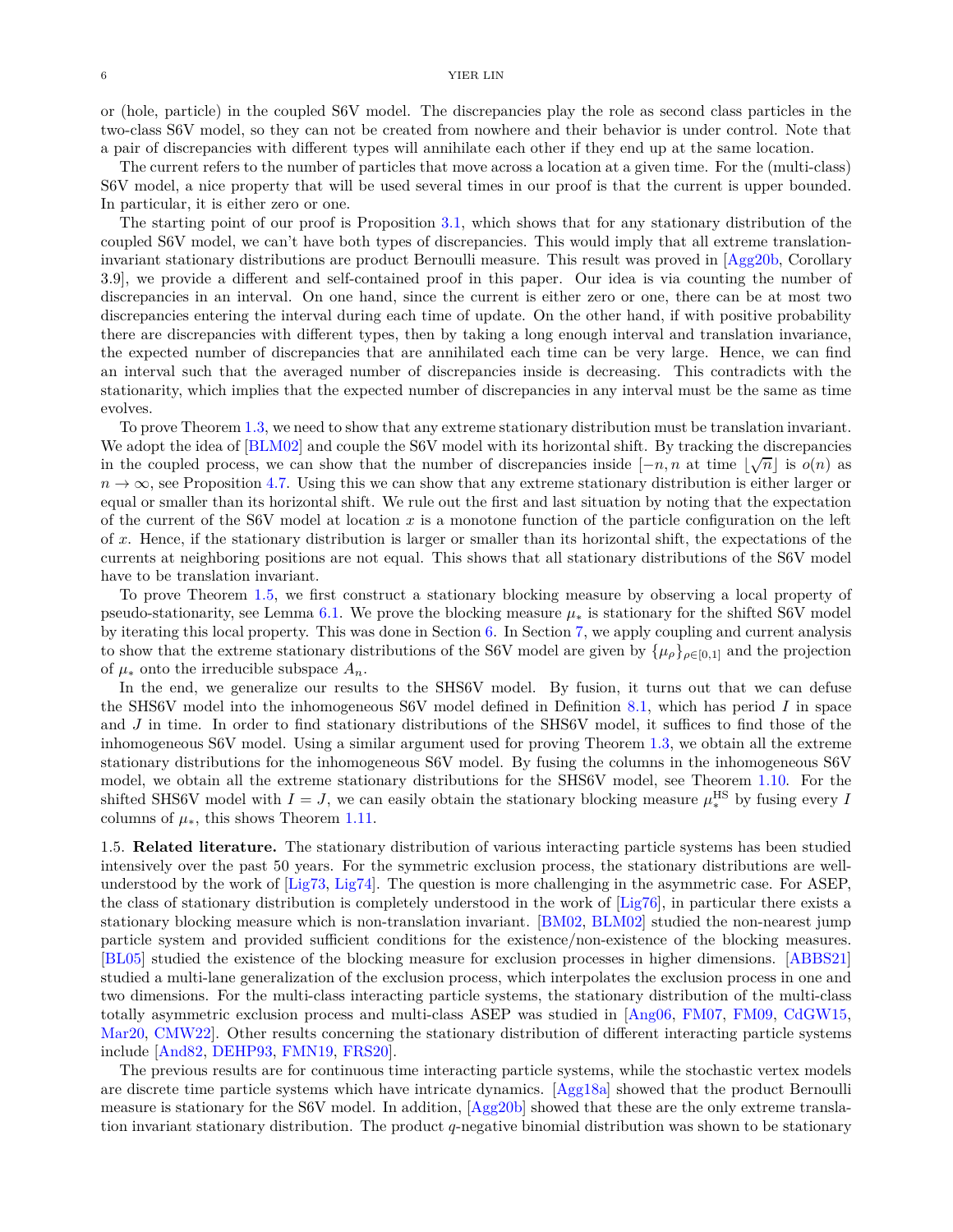or (hole, particle) in the coupled S6V model. The discrepancies play the role as second class particles in the two-class S6V model, so they can not be created from nowhere and their behavior is under control. Note that a pair of discrepancies with different types will annihilate each other if they end up at the same location.

The current refers to the number of particles that move across a location at a given time. For the (multi-class) S6V model, a nice property that will be used several times in our proof is that the current is upper bounded. In particular, it is either zero or one.

The starting point of our proof is Proposition 3.1, which shows that for any stationary distribution of the coupled S6V model, we can't have both types of discrepancies. This would imply that all extreme translation-invariant stationary distributions are product Bernoulli measure. This result was proved in [Agg20b, Corollary 3.9], we provide a different and self-contained proof in this paper. Our idea is via counting the number of discrepancies in an interval. On one hand, since the current is either zero or one, there can be at most two discrepancies entering the interval during each time of update. On the other hand, if with positive probability there are discrepancies with different types, then by taking a long enough interval and translation invariance, the expected number of discrepancies that are annihilated each time can be very large. Hence, we can find an interval such that the averaged number of discrepancies inside is decreasing. This contradicts with the stationarity, which implies that the expected number of discrepancies in any interval must be the same as time evolves.

To prove Theorem 1.3, we need to show that any extreme stationary distribution must be translation invariant. We adopt the idea of [BLM02] and couple the S6V model with its horizontal shift. By tracking the discrepancies in the coupled process, we can show that the number of discrepancies inside $[-n, n$ at time $\lfloor \sqrt{n} \rfloor$ is $o(n)$ as $n \to \infty$, see Proposition 4.7. Using this we can show that any extreme stationary distribution is either larger or equal or smaller than its horizontal shift. We rule out the first and last situation by noting that the expectation of the current of the S6V model at location $x$ is a monotone function of the particle configuration on the left of $x$. Hence, if the stationary distribution is larger or smaller than its horizontal shift, the expectations of the currents at neighboring positions are not equal. This shows that all stationary distributions of the S6V model have to be translation invariant.

To prove Theorem 1.5, we first construct a stationary blocking measure by observing a local property of pseudo-stationarity, see Lemma 6.1. We prove the blocking measure $\mu_*$ is stationary for the shifted S6V model by iterating this local property. This was done in Section 6. In Section 7, we apply coupling and current analysis to show that the extreme stationary distributions of the S6V model are given by $\{\mu_\rho\}_{\rho \in [0,1]}$ and the projection of $\mu_*$ onto the irreducible subspace $A_n$.

In the end, we generalize our results to the SHS6V model. By fusion, it turns out that we can defuse the SHS6V model into the inhomogeneous S6V model defined in Definition 8.1, which has period $I$ in space and $J$ in time. In order to find stationary distributions of the SHS6V model, it suffices to find those of the inhomogeneous S6V model. Using a similar argument used for proving Theorem 1.3, we obtain all the extreme stationary distributions for the inhomogeneous S6V model. By fusing the columns in the inhomogeneous S6V model, we obtain all the extreme stationary distributions for the SHS6V model, see Theorem 1.10. For the shifted SHS6V model with $I = J$, we can easily obtain the stationary blocking measure $\mu_*^{\mathrm{HS}}$ by fusing every $I$ columns of $\mu_*$, this shows Theorem 1.11.

1.5. **Related literature.** The stationary distribution of various interacting particle systems has been studied intensively over the past 50 years. For the symmetric exclusion process, the stationary distributions are well-understood by the work of [Lig73, Lig74]. The question is more challenging in the asymmetric case. For ASEP, the class of stationary distribution is completely understood in the work of [Lig76], in particular there exists a stationary blocking measure which is non-translation invariant. [BM02, BLM02] studied the non-nearest jump particle system and provided sufficient conditions for the existence/non-existence of the blocking measures. [BL05] studied the existence of the blocking measure for exclusion processes in higher dimensions. [ABBS21] studied a multi-lane generalization of the exclusion process, which interpolates the exclusion process in one and two dimensions. For the multi-class interacting particle systems, the stationary distribution of the multi-class totally asymmetric exclusion process and multi-class ASEP was studied in [Ang06, FM07, FM09, CdGW15, Mar20, CMW22]. Other results concerning the stationary distribution of different interacting particle systems include [And82, DEHP93, FMN19, FRS20].

The previous results are for continuous time interacting particle systems, while the stochastic vertex models are discrete time particle systems which have intricate dynamics. [Agg18a] showed that the product Bernoulli measure is stationary for the S6V model. In addition, [Agg20b] showed that these are the only extreme translation invariant stationary distribution. The product $q$-negative binomial distribution was shown to be stationary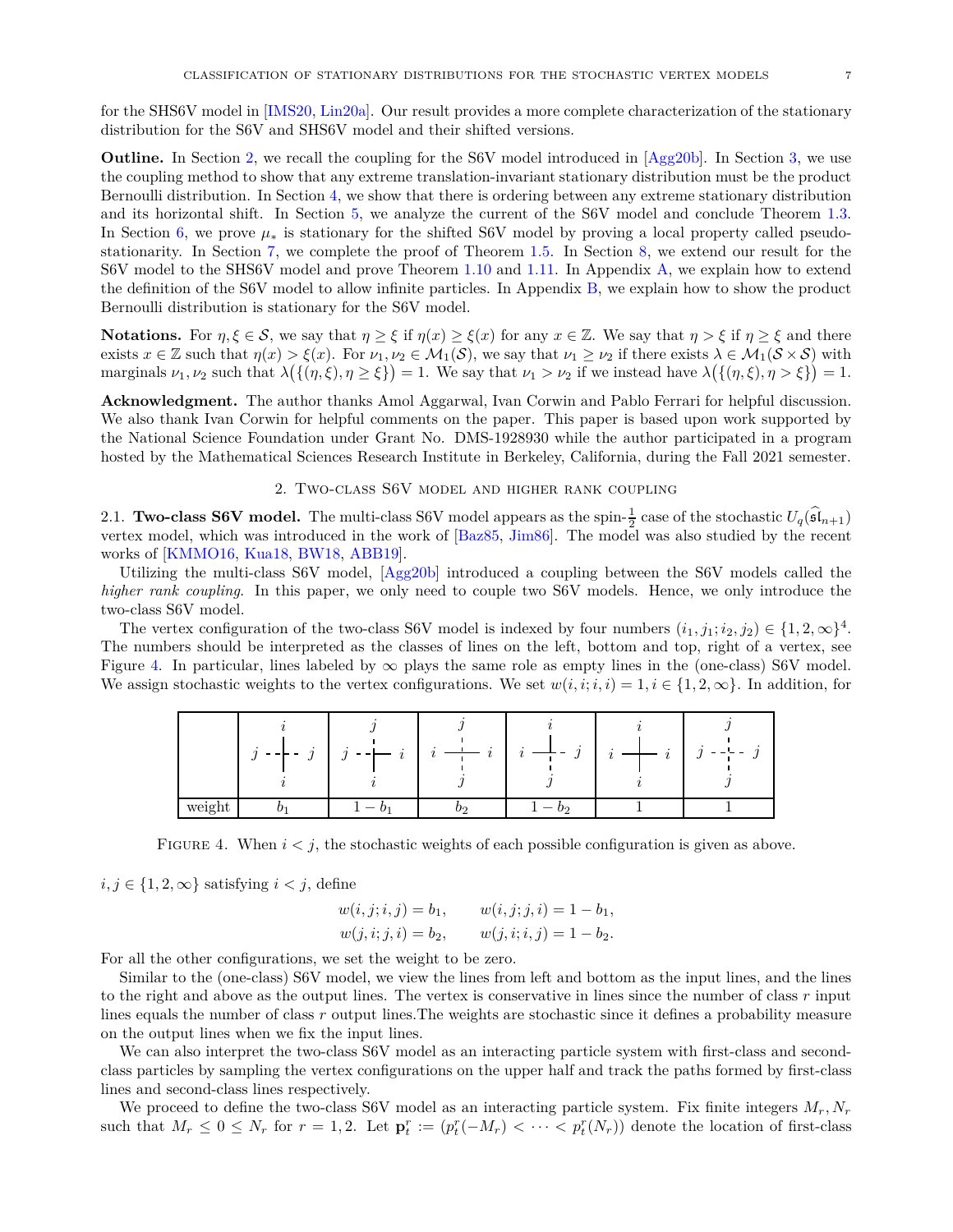for the SHS6V model in [IMS20, Lin20a]. Our result provides a more complete characterization of the stationary distribution for the S6V and SHS6V model and their shifted versions.

**Outline.** In Section 2, we recall the coupling for the S6V model introduced in [Agg20b]. In Section 3, we use the coupling method to show that any extreme translation-invariant stationary distribution must be the product Bernoulli distribution. In Section 4, we show that there is ordering between any extreme stationary distribution and its horizontal shift. In Section 5, we analyze the current of the S6V model and conclude Theorem 1.3. In Section 6, we prove $\mu_*$ is stationary for the shifted S6V model by proving a local property called pseudo-stationarity. In Section 7, we complete the proof of Theorem 1.5. In Section 8, we extend our result for the S6V model to the SHS6V model and prove Theorem 1.10 and 1.11. In Appendix A, we explain how to extend the definition of the S6V model to allow infinite particles. In Appendix B, we explain how to show the product Bernoulli distribution is stationary for the S6V model.

**Notations.** For $\eta, \xi \in \mathcal{S}$, we say that $\eta \geq \xi$ if $\eta(x) \geq \xi(x)$ for any $x \in \mathbb{Z}$. We say that $\eta > \xi$ if $\eta \geq \xi$ and there exists $x \in \mathbb{Z}$ such that $\eta(x) > \xi(x)$. For $\nu_1, \nu_2 \in \mathcal{M}_1(\mathcal{S})$, we say that $\nu_1 \geq \nu_2$ if there exists $\lambda \in \mathcal{M}_1(\mathcal{S} \times \mathcal{S})$ with marginals $\nu_1, \nu_2$ such that $\lambda\big(\{(\eta, \xi), \eta \geq \xi\}\big) = 1$. We say that $\nu_1 > \nu_2$ if we instead have $\lambda\big(\{(\eta, \xi), \eta > \xi\}\big) = 1$.

**Acknowledgment.** The author thanks Amol Aggarwal, Ivan Corwin and Pablo Ferrari for helpful discussion. We also thank Ivan Corwin for helpful comments on the paper. This paper is based upon work supported by the National Science Foundation under Grant No. DMS-1928930 while the author participated in a program hosted by the Mathematical Sciences Research Institute in Berkeley, California, during the Fall 2021 semester.

## 2. Two-class S6V model and higher rank coupling

2.1. **Two-class S6V model.** The multi-class S6V model appears as the spin-$\frac{1}{2}$ case of the stochastic $U_q(\widehat{\mathfrak{sl}}_{n+1})$ vertex model, which was introduced in the work of [Baz85, Jim86]. The model was also studied by the recent works of [KMMO16, Kua18, BW18, ABB19].

Utilizing the multi-class S6V model, [Agg20b] introduced a coupling between the S6V models called the *higher rank coupling*. In this paper, we only need to couple two S6V models. Hence, we only introduce the two-class S6V model.

The vertex configuration of the two-class S6V model is indexed by four numbers $(i_1, j_1; i_2, j_2) \in \{1, 2, \infty\}^4$. The numbers should be interpreted as the classes of lines on the left, bottom and top, right of a vertex, see Figure 4. In particular, lines labeled by $\infty$ plays the same role as empty lines in the (one-class) S6V model. We assign stochastic weights to the vertex configurations. We set $w(i, i; i, i) = 1, i \in \{1, 2, \infty\}$. In addition, for

| | (left $j$, bottom $i$, top $i$, right $j$) | (left $j$, bottom $i$, top $j$, right $i$) | (left $i$, bottom $j$, top $j$, right $i$) | (left $i$, bottom $j$, top $i$, right $j$) | (left $i$, bottom $i$, top $i$, right $i$) | (left $j$, bottom $j$, top $j$, right $j$) |
|---|---|---|---|---|---|---|
| weight | $b_1$ | $1-b_1$ | $b_2$ | $1-b_2$ | $1$ | $1$ |

Figure 4. When $i < j$, the stochastic weights of each possible configuration is given as above.

$i, j \in \{1, 2, \infty\}$ satisfying $i < j$, define

$$
\begin{aligned}
w(i, j; i, j) &= b_1, \qquad & w(i, j; j, i) &= 1 - b_1, \\
w(j, i; j, i) &= b_2, \qquad & w(j, i; i, j) &= 1 - b_2.
\end{aligned}
$$

For all the other configurations, we set the weight to be zero.

Similar to the (one-class) S6V model, we view the lines from left and bottom as the input lines, and the lines to the right and above as the output lines. The vertex is conservative in lines since the number of class $r$ input lines equals the number of class $r$ output lines.The weights are stochastic since it defines a probability measure on the output lines when we fix the input lines.

We can also interpret the two-class S6V model as an interacting particle system with first-class and second-class particles by sampling the vertex configurations on the upper half and track the paths formed by first-class lines and second-class lines respectively.

We proceed to define the two-class S6V model as an interacting particle system. Fix finite integers $M_r, N_r$ such that $M_r \leq 0 \leq N_r$ for $r = 1, 2$. Let $\mathbf{p}^r_t := (p^r_t(-M_r) < \cdots < p^r_t(N_r))$ denote the location of first-class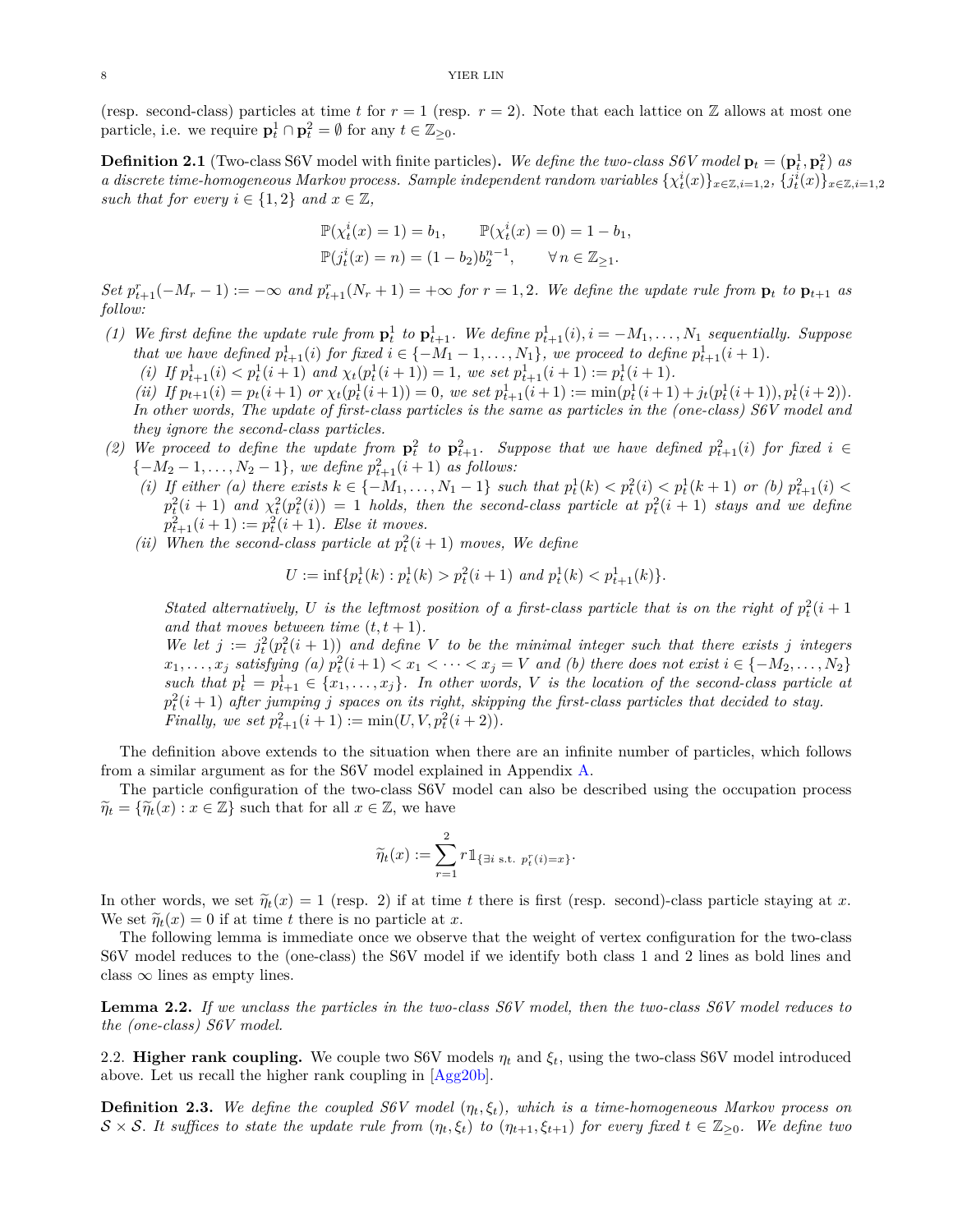(resp. second-class) particles at time $t$ for $r = 1$ (resp. $r = 2$). Note that each lattice on $\mathbb{Z}$ allows at most one particle, i.e. we require $\mathbf{p}_t^1 \cap \mathbf{p}_t^2 = \emptyset$ for any $t \in \mathbb{Z}_{\geq 0}$.

**Definition 2.1** (Two-class S6V model with finite particles)**.** *We define the two-class S6V model $\mathbf{p}_t = (\mathbf{p}_t^1, \mathbf{p}_t^2)$ as a discrete time-homogeneous Markov process. Sample independent random variables $\{\chi_t^i(x)\}_{x\in\mathbb{Z}, i=1,2}$, $\{j_t^i(x)\}_{x\in\mathbb{Z}, i=1,2}$ such that for every $i \in \{1, 2\}$ and $x \in \mathbb{Z}$,*

$$\mathbb{P}(\chi_t^i(x) = 1) = b_1, \qquad \mathbb{P}(\chi_t^i(x) = 0) = 1 - b_1,$$
$$\mathbb{P}(j_t^i(x) = n) = (1 - b_2)b_2^{n-1}, \qquad \forall\, n \in \mathbb{Z}_{\geq 1}.$$

*Set $p_{t+1}^r(-M_r - 1) := -\infty$ and $p_{t+1}^r(N_r + 1) = +\infty$ for $r = 1, 2$. We define the update rule from $\mathbf{p}_t$ to $\mathbf{p}_{t+1}$ as follow:*

*(1) We first define the update rule from $\mathbf{p}_t^1$ to $\mathbf{p}_{t+1}^1$. We define $p_{t+1}^1(i), i = -M_1, \dots, N_1$ sequentially. Suppose that we have defined $p_{t+1}^1(i)$ for fixed $i \in \{-M_1 - 1, \dots, N_1\}$, we proceed to define $p_{t+1}^1(i + 1)$.*
   *(i) If $p_{t+1}^1(i) < p_t^1(i + 1)$ and $\chi_t(p_t^1(i + 1)) = 1$, we set $p_{t+1}^1(i + 1) := p_t^1(i + 1)$.*
   *(ii) If $p_{t+1}(i) = p_t(i + 1)$ or $\chi_t(p_t^1(i + 1)) = 0$, we set $p_{t+1}^1(i + 1) := \min(p_t^1(i + 1) + j_t(p_t^1(i + 1)), p_t^1(i + 2))$.*
   *In other words, The update of first-class particles is the same as particles in the (one-class) S6V model and they ignore the second-class particles.*

*(2) We proceed to define the update from $\mathbf{p}_t^2$ to $\mathbf{p}_{t+1}^2$. Suppose that we have defined $p_{t+1}^2(i)$ for fixed $i \in \{-M_2 - 1, \dots, N_2 - 1\}$, we define $p_{t+1}^2(i + 1)$ as follows:*
   *(i) If either (a) there exists $k \in \{-M_1, \dots, N_1 - 1\}$ such that $p_t^1(k) < p_t^2(i) < p_t^1(k + 1)$ or (b) $p_{t+1}^2(i) < p_t^2(i + 1)$ and $\chi_t^2(p_t^2(i)) = 1$ holds, then the second-class particle at $p_t^2(i + 1)$ stays and we define $p_{t+1}^2(i + 1) := p_t^2(i + 1)$. Else it moves.*
   *(ii) When the second-class particle at $p_t^2(i + 1)$ moves, We define*

$$U := \inf\{p_t^1(k) : p_t^1(k) > p_t^2(i + 1) \text{ and } p_t^1(k) < p_{t+1}^1(k)\}.$$

   *Stated alternatively, $U$ is the leftmost position of a first-class particle that is on the right of $p_t^2(i + 1$ and that moves between time $(t, t + 1)$.*
   *We let $j := j_t^2(p_t^2(i + 1))$ and define $V$ to be the minimal integer such that there exists $j$ integers $x_1, \dots, x_j$ satisfying (a) $p_t^2(i + 1) < x_1 < \dots < x_j = V$ and (b) there does not exist $i \in \{-M_2, \dots, N_2\}$ such that $p_t^1 = p_{t+1}^1 \in \{x_1, \dots, x_j\}$. In other words, $V$ is the location of the second-class particle at $p_t^2(i + 1)$ after jumping $j$ spaces on its right, skipping the first-class particles that decided to stay.*
   *Finally, we set $p_{t+1}^2(i + 1) := \min(U, V, p_t^2(i + 2))$.*

The definition above extends to the situation when there are an infinite number of particles, which follows from a similar argument as for the S6V model explained in Appendix A.

The particle configuration of the two-class S6V model can also be described using the occupation process $\widetilde{\eta}_t = \{\widetilde{\eta}_t(x) : x \in \mathbb{Z}\}$ such that for all $x \in \mathbb{Z}$, we have

$$\widetilde{\eta}_t(x) := \sum_{r=1}^{2} r \mathbb{1}_{\{\exists i \text{ s.t. } p_t^r(i) = x\}}.$$

In other words, we set $\widetilde{\eta}_t(x) = 1$ (resp. 2) if at time $t$ there is first (resp. second)-class particle staying at $x$. We set $\widetilde{\eta}_t(x) = 0$ if at time $t$ there is no particle at $x$.

The following lemma is immediate once we observe that the weight of vertex configuration for the two-class S6V model reduces to the (one-class) the S6V model if we identify both class 1 and 2 lines as bold lines and class $\infty$ lines as empty lines.

**Lemma 2.2.** *If we unclass the particles in the two-class S6V model, then the two-class S6V model reduces to the (one-class) S6V model.*

2.2. **Higher rank coupling.** We couple two S6V models $\eta_t$ and $\xi_t$, using the two-class S6V model introduced above. Let us recall the higher rank coupling in [Agg20b].

**Definition 2.3.** *We define the coupled S6V model $(\eta_t, \xi_t)$, which is a time-homogeneous Markov process on $\mathcal{S} \times \mathcal{S}$. It suffices to state the update rule from $(\eta_t, \xi_t)$ to $(\eta_{t+1}, \xi_{t+1})$ for every fixed $t \in \mathbb{Z}_{\geq 0}$. We define two*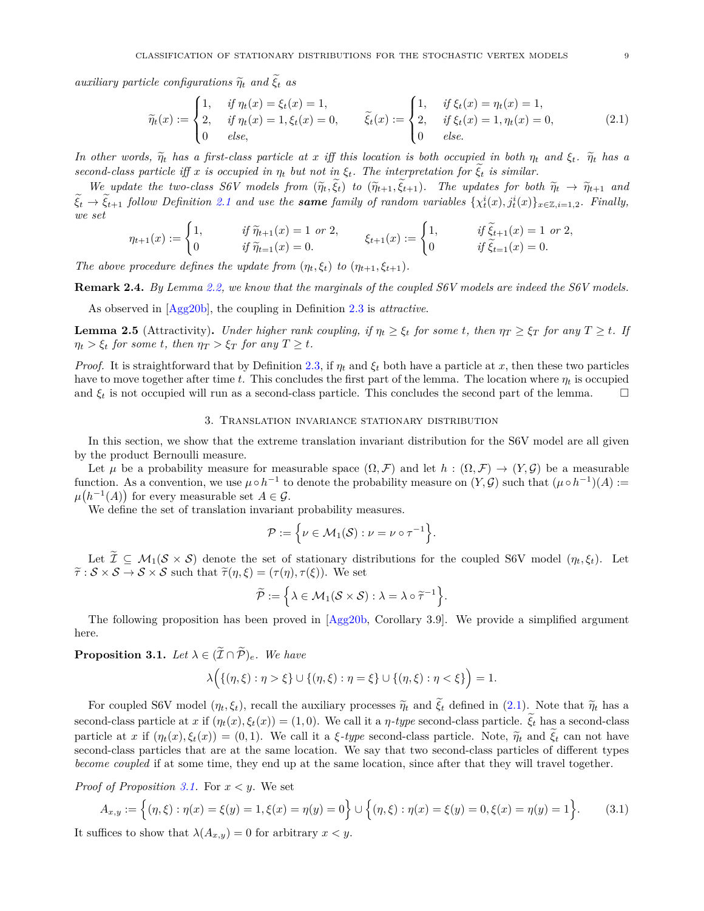*auxiliary particle configurations* $\widetilde{\eta}_t$ *and* $\widetilde{\xi}_t$ *as*

$$\widetilde{\eta}_t(x) := \begin{cases} 1, & \text{if } \eta_t(x) = \xi_t(x) = 1, \\ 2, & \text{if } \eta_t(x) = 1, \xi_t(x) = 0, \\ 0 & \text{else,} \end{cases} \qquad \widetilde{\xi}_t(x) := \begin{cases} 1, & \text{if } \xi_t(x) = \eta_t(x) = 1, \\ 2, & \text{if } \xi_t(x) = 1, \eta_t(x) = 0, \\ 0 & \text{else.} \end{cases} \tag{2.1}$$

*In other words,* $\widetilde{\eta}_t$ *has a first-class particle at* $x$ *iff this location is both occupied in both* $\eta_t$ *and* $\xi_t$*.* $\widetilde{\eta}_t$ *has a second-class particle iff* $x$ *is occupied in* $\eta_t$ *but not in* $\xi_t$*. The interpretation for* $\widetilde{\xi}_t$ *is similar.*

*We update the two-class S6V models from* $(\widetilde{\eta}_t, \widetilde{\xi}_t)$ *to* $(\widetilde{\eta}_{t+1}, \widetilde{\xi}_{t+1})$*. The updates for both* $\widetilde{\eta}_t \to \widetilde{\eta}_{t+1}$ *and* $\widetilde{\xi}_t \to \widetilde{\xi}_{t+1}$ *follow Definition 2.1 and use the* ***same*** *family of random variables* $\{\chi^i_t(x), j^i_t(x)\}_{x\in\mathbb{Z}, i=1,2}$*. Finally, we set*

$$\eta_{t+1}(x) := \begin{cases} 1, & \text{if } \widetilde{\eta}_{t+1}(x) = 1 \text{ or } 2, \\ 0 & \text{if } \widetilde{\eta}_{t=1}(x) = 0. \end{cases} \qquad \xi_{t+1}(x) := \begin{cases} 1, & \text{if } \widetilde{\xi}_{t+1}(x) = 1 \text{ or } 2, \\ 0 & \text{if } \widetilde{\xi}_{t=1}(x) = 0. \end{cases}$$

*The above procedure defines the update from* $(\eta_t, \xi_t)$ *to* $(\eta_{t+1}, \xi_{t+1})$*.*

**Remark 2.4.** *By Lemma 2.2, we know that the marginals of the coupled S6V models are indeed the S6V models.*

As observed in [Agg20b], the coupling in Definition 2.3 is *attractive*.

**Lemma 2.5** (Attractivity)**.** *Under higher rank coupling, if* $\eta_t \geq \xi_t$ *for some* $t$*, then* $\eta_T \geq \xi_T$ *for any* $T \geq t$*. If* $\eta_t > \xi_t$ *for some* $t$*, then* $\eta_T > \xi_T$ *for any* $T \geq t$*.*

*Proof.* It is straightforward that by Definition 2.3, if $\eta_t$ and $\xi_t$ both have a particle at $x$, then these two particles have to move together after time $t$. This concludes the first part of the lemma. The location where $\eta_t$ is occupied and $\xi_t$ is not occupied will run as a second-class particle. This concludes the second part of the lemma. □

## 3. Translation invariance stationary distribution

In this section, we show that the extreme translation invariant distribution for the S6V model are all given by the product Bernoulli measure.

Let $\mu$ be a probability measure for measurable space $(\Omega, \mathcal{F})$ and let $h : (\Omega, \mathcal{F}) \to (Y, \mathcal{G})$ be a measurable function. As a convention, we use $\mu \circ h^{-1}$ to denote the probability measure on $(Y, \mathcal{G})$ such that $(\mu \circ h^{-1})(A) := \mu\big(h^{-1}(A)\big)$ for every measurable set $A \in \mathcal{G}$.

We define the set of translation invariant probability measures.

$$\mathcal{P} := \Big\{\nu \in \mathcal{M}_1(\mathcal{S}) : \nu = \nu \circ \tau^{-1}\Big\}.$$

Let $\widetilde{\mathcal{I}} \subseteq \mathcal{M}_1(\mathcal{S} \times \mathcal{S})$ denote the set of stationary distributions for the coupled S6V model $(\eta_t, \xi_t)$. Let $\widetilde{\tau} : \mathcal{S} \times \mathcal{S} \to \mathcal{S} \times \mathcal{S}$ such that $\widetilde{\tau}(\eta, \xi) = (\tau(\eta), \tau(\xi))$. We set

$$\widetilde{\mathcal{P}} := \Big\{\lambda \in \mathcal{M}_1(\mathcal{S} \times \mathcal{S}) : \lambda = \lambda \circ \widetilde{\tau}^{-1}\Big\}.$$

The following proposition has been proved in [Agg20b, Corollary 3.9]. We provide a simplified argument here.

**Proposition 3.1.** *Let* $\lambda \in (\widetilde{\mathcal{I}} \cap \widetilde{\mathcal{P}})_e$*. We have*

$$\lambda\Big(\{(\eta, \xi) : \eta > \xi\} \cup \{(\eta, \xi) : \eta = \xi\} \cup \{(\eta, \xi) : \eta < \xi\}\Big) = 1.$$

For coupled S6V model $(\eta_t, \xi_t)$, recall the auxiliary processes $\widetilde{\eta}_t$ and $\widetilde{\xi}_t$ defined in (2.1). Note that $\widetilde{\eta}_t$ has a second-class particle at $x$ if $(\eta_t(x), \xi_t(x)) = (1, 0)$. We call it a $\eta$*-type* second-class particle. $\widetilde{\xi}_t$ has a second-class particle at $x$ if $(\eta_t(x), \xi_t(x)) = (0, 1)$. We call it a $\xi$*-type* second-class particle. Note, $\widetilde{\eta}_t$ and $\widetilde{\xi}_t$ can not have second-class particles that are at the same location. We say that two second-class particles of different types *become coupled* if at some time, they end up at the same location, since after that they will travel together.

*Proof of Proposition 3.1.* For $x < y$. We set

$$A_{x,y} := \Big\{(\eta, \xi) : \eta(x) = \xi(y) = 1, \xi(x) = \eta(y) = 0\Big\} \cup \Big\{(\eta, \xi) : \eta(x) = \xi(y) = 0, \xi(x) = \eta(y) = 1\Big\}. \tag{3.1}$$

It suffices to show that $\lambda(A_{x,y}) = 0$ for arbitrary $x < y$.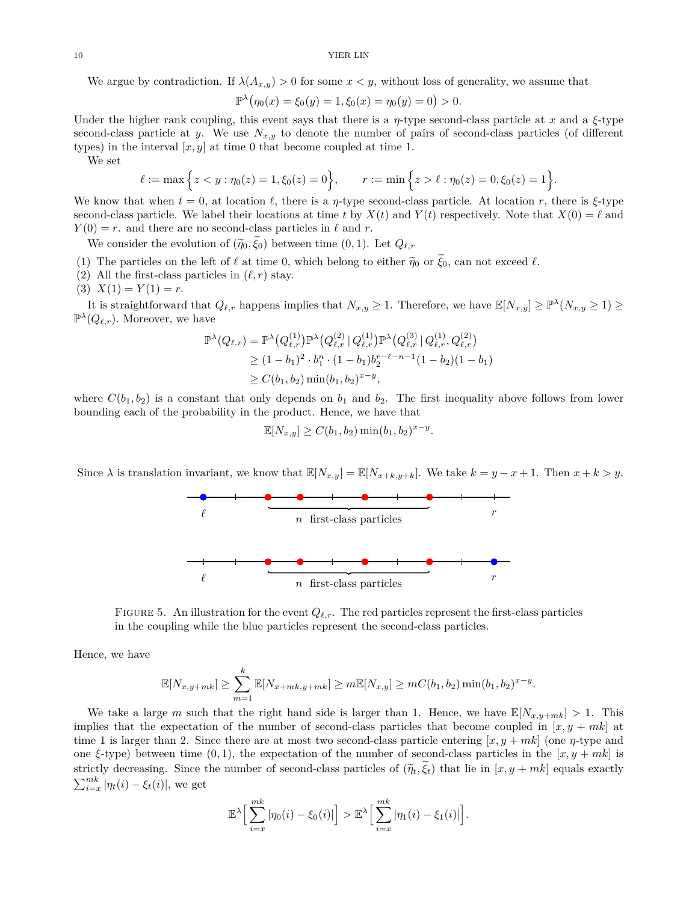We argue by contradiction. If $\lambda(A_{x,y}) > 0$ for some $x < y$, without loss of generality, we assume that

$$\mathbb{P}^\lambda\big(\eta_0(x) = \xi_0(y) = 1, \xi_0(x) = \eta_0(y) = 0\big) > 0.$$

Under the higher rank coupling, this event says that there is a $\eta$-type second-class particle at $x$ and a $\xi$-type second-class particle at $y$. We use $N_{x,y}$ to denote the number of pairs of second-class particles (of different types) in the interval $[x, y]$ at time 0 that become coupled at time 1.

We set

$$\ell := \max\Big\{z < y : \eta_0(z) = 1, \xi_0(z) = 0\Big\}, \qquad r := \min\Big\{z > \ell : \eta_0(z) = 0, \xi_0(z) = 1\Big\}.$$

We know that when $t = 0$, at location $\ell$, there is a $\eta$-type second-class particle. At location $r$, there is $\xi$-type second-class particle. We label their locations at time $t$ by $X(t)$ and $Y(t)$ respectively. Note that $X(0) = \ell$ and $Y(0) = r$. and there are no second-class particles in $\ell$ and $r$.

We consider the evolution of $(\widetilde{\eta}_0, \widetilde{\xi}_0)$ between time $(0, 1)$. Let $Q_{\ell,r}$

(1) The particles on the left of $\ell$ at time 0, which belong to either $\widetilde{\eta}_0$ or $\widetilde{\xi}_0$, can not exceed $\ell$.
(2) All the first-class particles in $(\ell, r)$ stay.
(3) $X(1) = Y(1) = r$.

It is straightforward that $Q_{\ell,r}$ happens implies that $N_{x,y} \geq 1$. Therefore, we have $\mathbb{E}[N_{x,y}] \geq \mathbb{P}^\lambda(N_{x,y} \geq 1) \geq \mathbb{P}^\lambda(Q_{\ell,r})$. Moreover, we have

$$\begin{aligned}
\mathbb{P}^\lambda(Q_{\ell,r}) &= \mathbb{P}^\lambda\big(Q^{(1)}_{\ell,r}\big)\mathbb{P}^\lambda\big(Q^{(2)}_{\ell,r} \,|\, Q^{(1)}_{\ell,r}\big)\mathbb{P}^\lambda\big(Q^{(3)}_{\ell,r} \,|\, Q^{(1)}_{\ell,r}, Q^{(2)}_{\ell,r}\big) \\
&\geq (1 - b_1)^2 \cdot b_1^n \cdot (1 - b_1) b_2^{r-\ell-n-1}(1 - b_2)(1 - b_1) \\
&\geq C(b_1, b_2) \min(b_1, b_2)^{x-y},
\end{aligned}$$

where $C(b_1, b_2)$ is a constant that only depends on $b_1$ and $b_2$. The first inequality above follows from lower bounding each of the probability in the product. Hence, we have that

$$\mathbb{E}[N_{x,y}] \geq C(b_1, b_2) \min(b_1, b_2)^{x-y}.$$

Since $\lambda$ is translation invariant, we know that $\mathbb{E}[N_{x,y}] = \mathbb{E}[N_{x+k,y+k}]$. We take $k = y - x + 1$. Then $x + k > y$.

FIGURE 5. An illustration for the event $Q_{\ell,r}$. The red particles represent the first-class particles in the coupling while the blue particles represent the second-class particles.

Hence, we have

$$\mathbb{E}[N_{x,y+mk}] \geq \sum_{m=1}^{k} \mathbb{E}[N_{x+mk,y+mk}] \geq m\mathbb{E}[N_{x,y}] \geq mC(b_1, b_2) \min(b_1, b_2)^{x-y}.$$

We take a large $m$ such that the right hand side is larger than 1. Hence, we have $\mathbb{E}[N_{x,y+mk}] > 1$. This implies that the expectation of the number of second-class particles that become coupled in $[x, y + mk]$ at time 1 is larger than 2. Since there are at most two second-class particle entering $[x, y + mk]$ (one $\eta$-type and one $\xi$-type) between time $(0, 1)$, the expectation of the number of second-class particles in the $[x, y + mk]$ is strictly decreasing. Since the number of second-class particles of $(\widetilde{\eta}_t, \widetilde{\xi}_t)$ that lie in $[x, y + mk]$ equals exactly $\sum_{i=x}^{mk} |\eta_t(i) - \xi_t(i)|$, we get

$$\mathbb{E}^\lambda\Big[\sum_{i=x}^{mk} |\eta_0(i) - \xi_0(i)|\Big] > \mathbb{E}^\lambda\Big[\sum_{i=x}^{mk} |\eta_1(i) - \xi_1(i)|\Big].$$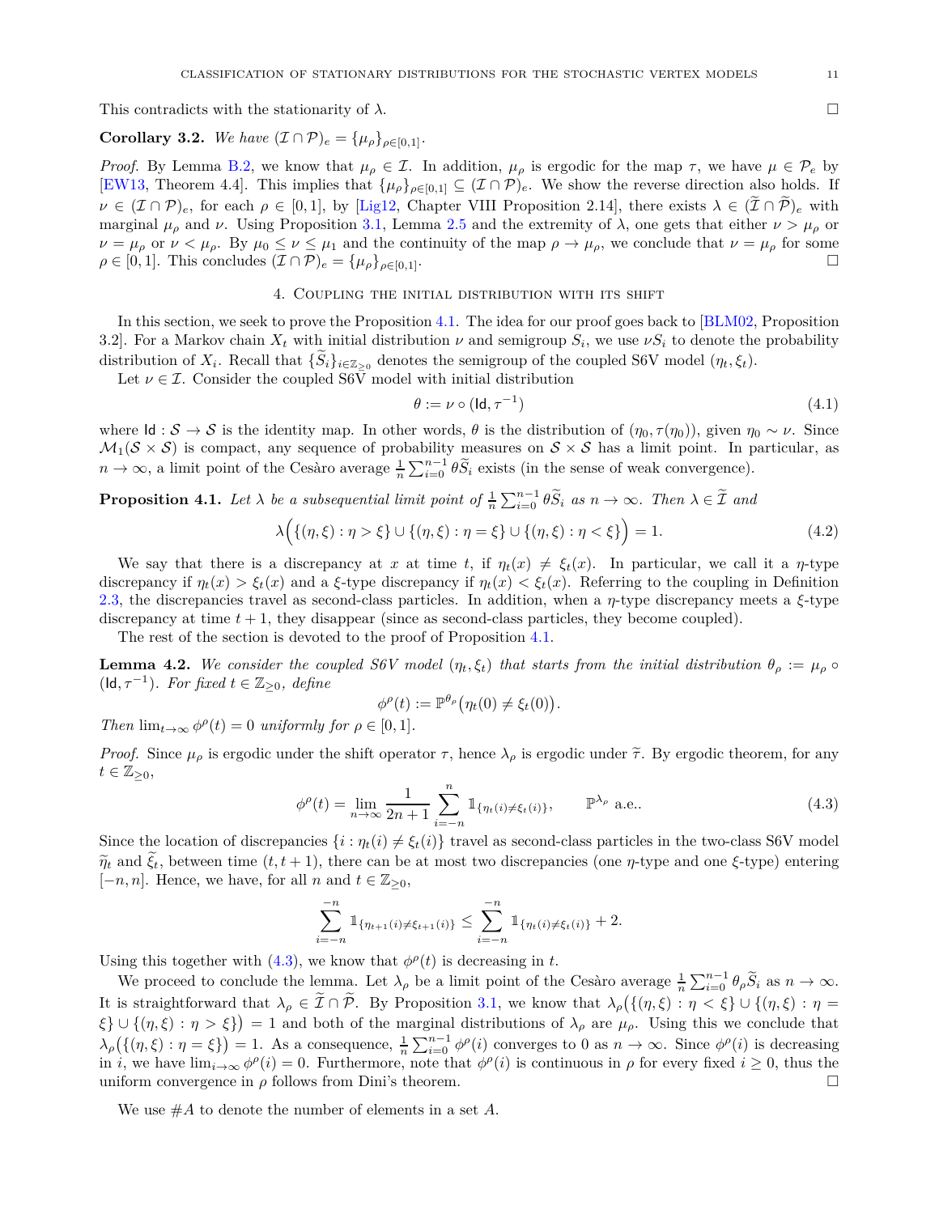This contradicts with the stationarity of $\lambda$. $\square$

**Corollary 3.2.** *We have $(\mathcal{I} \cap \mathcal{P})_e = \{\mu_\rho\}_{\rho \in [0,1]}$.*

*Proof.* By Lemma B.2, we know that $\mu_\rho \in \mathcal{I}$. In addition, $\mu_\rho$ is ergodic for the map $\tau$, we have $\mu \in \mathcal{P}_e$ by [EW13, Theorem 4.4]. This implies that $\{\mu_\rho\}_{\rho\in[0,1]} \subseteq (\mathcal{I} \cap \mathcal{P})_e$. We show the reverse direction also holds. If $\nu \in (\mathcal{I} \cap \mathcal{P})_e$, for each $\rho \in [0,1]$, by [Lig12, Chapter VIII Proposition 2.14], there exists $\lambda \in (\widetilde{\mathcal{I}} \cap \widetilde{\mathcal{P}})_e$ with marginal $\mu_\rho$ and $\nu$. Using Proposition 3.1, Lemma 2.5 and the extremity of $\lambda$, one gets that either $\nu > \mu_\rho$ or $\nu = \mu_\rho$ or $\nu < \mu_\rho$. By $\mu_0 \leq \nu \leq \mu_1$ and the continuity of the map $\rho \to \mu_\rho$, we conclude that $\nu = \mu_\rho$ for some $\rho \in [0,1]$. This concludes $(\mathcal{I} \cap \mathcal{P})_e = \{\mu_\rho\}_{\rho\in[0,1]}$. $\square$

## 4. Coupling the initial distribution with its shift

In this section, we seek to prove the Proposition 4.1. The idea for our proof goes back to [BLM02, Proposition 3.2]. For a Markov chain $X_t$ with initial distribution $\nu$ and semigroup $S_i$, we use $\nu S_i$ to denote the probability distribution of $X_i$. Recall that $\{\widetilde{S}_i\}_{i\in\mathbb{Z}_{\geq 0}}$ denotes the semigroup of the coupled S6V model $(\eta_t, \xi_t)$.

Let $\nu \in \mathcal{I}$. Consider the coupled S6V model with initial distribution

$$\theta := \nu \circ (\mathsf{Id}, \tau^{-1}) \tag{4.1}$$

where $\mathsf{Id} : \mathcal{S} \to \mathcal{S}$ is the identity map. In other words, $\theta$ is the distribution of $(\eta_0, \tau(\eta_0))$, given $\eta_0 \sim \nu$. Since $\mathcal{M}_1(\mathcal{S} \times \mathcal{S})$ is compact, any sequence of probability measures on $\mathcal{S} \times \mathcal{S}$ has a limit point. In particular, as $n \to \infty$, a limit point of the Cesàro average $\frac{1}{n}\sum_{i=0}^{n-1} \theta \widetilde{S}_i$ exists (in the sense of weak convergence).

**Proposition 4.1.** *Let $\lambda$ be a subsequential limit point of $\frac{1}{n}\sum_{i=0}^{n-1} \theta\widetilde{S}_i$ as $n \to \infty$. Then $\lambda \in \widetilde{\mathcal{I}}$ and*

$$\lambda\Big(\{(\eta,\xi) : \eta > \xi\} \cup \{(\eta,\xi) : \eta = \xi\} \cup \{(\eta,\xi) : \eta < \xi\}\Big) = 1. \tag{4.2}$$

We say that there is a discrepancy at $x$ at time $t$, if $\eta_t(x) \neq \xi_t(x)$. In particular, we call it a $\eta$-type discrepancy if $\eta_t(x) > \xi_t(x)$ and a $\xi$-type discrepancy if $\eta_t(x) < \xi_t(x)$. Referring to the coupling in Definition 2.3, the discrepancies travel as second-class particles. In addition, when a $\eta$-type discrepancy meets a $\xi$-type discrepancy at time $t+1$, they disappear (since as second-class particles, they become coupled).

The rest of the section is devoted to the proof of Proposition 4.1.

**Lemma 4.2.** *We consider the coupled S6V model $(\eta_t, \xi_t)$ that starts from the initial distribution $\theta_\rho := \mu_\rho \circ (\mathsf{Id}, \tau^{-1})$. For fixed $t \in \mathbb{Z}_{\geq 0}$, define*

$$\phi^\rho(t) := \mathbb{P}^{\theta_\rho}\big(\eta_t(0) \neq \xi_t(0)\big).$$

*Then $\lim_{t\to\infty} \phi^\rho(t) = 0$ uniformly for $\rho \in [0,1]$.*

*Proof.* Since $\mu_\rho$ is ergodic under the shift operator $\tau$, hence $\lambda_\rho$ is ergodic under $\widetilde{\tau}$. By ergodic theorem, for any $t \in \mathbb{Z}_{\geq 0}$,

$$\phi^\rho(t) = \lim_{n\to\infty} \frac{1}{2n+1} \sum_{i=-n}^{n} \mathbb{1}_{\{\eta_t(i)\neq\xi_t(i)\}}, \qquad \mathbb{P}^{\lambda_\rho} \text{ a.e..} \tag{4.3}$$

Since the location of discrepancies $\{i : \eta_t(i) \neq \xi_t(i)\}$ travel as second-class particles in the two-class S6V model $\widetilde{\eta}_t$ and $\widetilde{\xi}_t$, between time $(t, t+1)$, there can be at most two discrepancies (one $\eta$-type and one $\xi$-type) entering $[-n, n]$. Hence, we have, for all $n$ and $t \in \mathbb{Z}_{\geq 0}$,

$$\sum_{i=-n}^{-n} \mathbb{1}_{\{\eta_{t+1}(i)\neq\xi_{t+1}(i)\}} \leq \sum_{i=-n}^{-n} \mathbb{1}_{\{\eta_t(i)\neq\xi_t(i)\}} + 2.$$

Using this together with (4.3), we know that $\phi^\rho(t)$ is decreasing in $t$.

We proceed to conclude the lemma. Let $\lambda_\rho$ be a limit point of the Cesàro average $\frac{1}{n}\sum_{i=0}^{n-1} \theta_\rho \widetilde{S}_i$ as $n \to \infty$. It is straightforward that $\lambda_\rho \in \widetilde{\mathcal{I}} \cap \widetilde{\mathcal{P}}$. By Proposition 3.1, we know that $\lambda_\rho\big(\{(\eta,\xi) : \eta < \xi\} \cup \{(\eta,\xi) : \eta = \xi\} \cup \{(\eta,\xi) : \eta > \xi\}\big) = 1$ and both of the marginal distributions of $\lambda_\rho$ are $\mu_\rho$. Using this we conclude that $\lambda_\rho\big(\{(\eta,\xi) : \eta = \xi\}\big) = 1$. As a consequence, $\frac{1}{n}\sum_{i=0}^{n-1} \phi^\rho(i)$ converges to 0 as $n \to \infty$. Since $\phi^\rho(i)$ is decreasing in $i$, we have $\lim_{i\to\infty} \phi^\rho(i) = 0$. Furthermore, note that $\phi^\rho(i)$ is continuous in $\rho$ for every fixed $i \geq 0$, thus the uniform convergence in $\rho$ follows from Dini's theorem. $\square$

We use $\#A$ to denote the number of elements in a set $A$.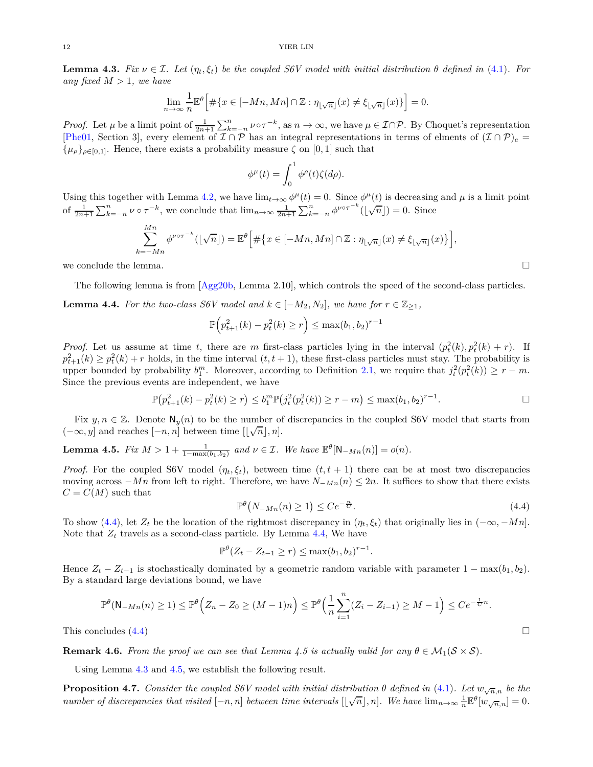**Lemma 4.3.** *Fix $\nu \in \mathcal{I}$. Let $(\eta_t, \xi_t)$ be the coupled S6V model with initial distribution $\theta$ defined in (4.1). For any fixed $M > 1$, we have*

$$\lim_{n\to\infty} \frac{1}{n}\mathbb{E}^\theta\Big[\#\{x \in [-Mn, Mn] \cap \mathbb{Z} : \eta_{\lfloor\sqrt{n}\rfloor}(x) \neq \xi_{\lfloor\sqrt{n}\rfloor}(x)\}\Big] = 0.$$

*Proof.* Let $\mu$ be a limit point of $\frac{1}{2n+1}\sum_{k=-n}^{n} \nu \circ \tau^{-k}$, as $n \to \infty$, we have $\mu \in \mathcal{I}\cap\mathcal{P}$. By Choquet's representation [Phe01, Section 3], every element of $\mathcal{I}\cap\mathcal{P}$ has an integral representations in terms of elments of $(\mathcal{I}\cap\mathcal{P})_e = \{\mu_\rho\}_{\rho\in[0,1]}$. Hence, there exists a probability measure $\zeta$ on $[0,1]$ such that

$$\phi^\mu(t) = \int_0^1 \phi^\rho(t)\zeta(d\rho).$$

Using this together with Lemma 4.2, we have $\lim_{t\to\infty}\phi^\mu(t) = 0$. Since $\phi^\mu(t)$ is decreasing and $\mu$ is a limit point of $\frac{1}{2n+1}\sum_{k=-n}^{n}\nu\circ\tau^{-k}$, we conclude that $\lim_{n\to\infty}\frac{1}{2n+1}\sum_{k=-n}^{n}\phi^{\nu\circ\tau^{-k}}(\lfloor\sqrt{n}\rfloor) = 0$. Since

$$\sum_{k=-Mn}^{Mn}\phi^{\nu\circ\tau^{-k}}(\lfloor\sqrt{n}\rfloor) = \mathbb{E}^\theta\Big[\#\big\{x\in[-Mn,Mn]\cap\mathbb{Z} : \eta_{\lfloor\sqrt{n}\rfloor}(x) \neq \xi_{\lfloor\sqrt{n}\rfloor}(x)\big\}\Big],$$

we conclude the lemma. □

The following lemma is from [Agg20b, Lemma 2.10], which controls the speed of the second-class particles.

**Lemma 4.4.** *For the two-class S6V model and $k \in [-M_2, N_2]$, we have for $r \in \mathbb{Z}_{\geq 1}$,*

$$\mathbb{P}\Big(p^2_{t+1}(k) - p^2_t(k) \geq r\Big) \leq \max(b_1, b_2)^{r-1}$$

*Proof.* Let us assume at time $t$, there are $m$ first-class particles lying in the interval $(p^2_t(k), p^2_t(k)+r)$. If $p^2_{t+1}(k) \geq p^2_t(k) + r$ holds, in the time interval $(t, t+1)$, these first-class particles must stay. The probability is upper bounded by probability $b_1^m$. Moreover, according to Definition 2.1, we require that $j^2_t(p^2_t(k)) \geq r - m$. Since the previous events are independent, we have

$$\mathbb{P}\big(p^2_{t+1}(k) - p^2_t(k) \geq r\big) \leq b_1^m \mathbb{P}\big(j^2_t(p^2_t(k)) \geq r - m\big) \leq \max(b_1,b_2)^{r-1}. \qquad \square$$

Fix $y, n \in \mathbb{Z}$. Denote $\mathsf{N}_y(n)$ to be the number of discrepancies in the coupled S6V model that starts from $(-\infty, y]$ and reaches $[-n, n]$ between time $[\lfloor\sqrt{n}\rfloor, n]$.

**Lemma 4.5.** *Fix $M > 1 + \frac{1}{1-\max(b_1,b_2)}$ and $\nu \in \mathcal{I}$. We have $\mathbb{E}^\theta[\mathsf{N}_{-Mn}(n)] = o(n)$.*

*Proof.* For the coupled S6V model $(\eta_t, \xi_t)$, between time $(t, t+1)$ there can be at most two discrepancies moving across $-Mn$ from left to right. Therefore, we have $N_{-Mn}(n) \leq 2n$. It suffices to show that there exists $C = C(M)$ such that

$$\mathbb{P}^\theta\big(N_{-Mn}(n) \geq 1\big) \leq Ce^{-\frac{n}{C}}. \tag{4.4}$$

To show (4.4), let $Z_t$ be the location of the rightmost discrepancy in $(\eta_t, \xi_t)$ that originally lies in $(-\infty, -Mn]$. Note that $Z_t$ travels as a second-class particle. By Lemma 4.4, We have

$$\mathbb{P}^\theta(Z_t - Z_{t-1} \geq r) \leq \max(b_1, b_2)^{r-1}.$$

Hence $Z_t - Z_{t-1}$ is stochastically dominated by a geometric random variable with parameter $1 - \max(b_1, b_2)$. By a standard large deviations bound, we have

$$\mathbb{P}^\theta(\mathsf{N}_{-Mn}(n) \geq 1) \leq \mathbb{P}^\theta\Big(Z_n - Z_0 \geq (M-1)n\Big) \leq \mathbb{P}^\theta\Big(\frac{1}{n}\sum_{i=1}^{n}(Z_i - Z_{i-1}) \geq M - 1\Big) \leq Ce^{-\frac{1}{C}n}.$$

This concludes (4.4) □

**Remark 4.6.** *From the proof we can see that Lemma 4.5 is actually valid for any $\theta \in \mathcal{M}_1(\mathcal{S}\times\mathcal{S})$.*

Using Lemma 4.3 and 4.5, we establish the following result.

**Proposition 4.7.** *Consider the coupled S6V model with initial distribution $\theta$ defined in (4.1). Let $w_{\sqrt{n},n}$ be the number of discrepancies that visited $[-n, n]$ between time intervals $[\lfloor\sqrt{n}\rfloor, n]$. We have $\lim_{n\to\infty}\frac{1}{n}\mathbb{E}^\theta[w_{\sqrt{n},n}] = 0$.*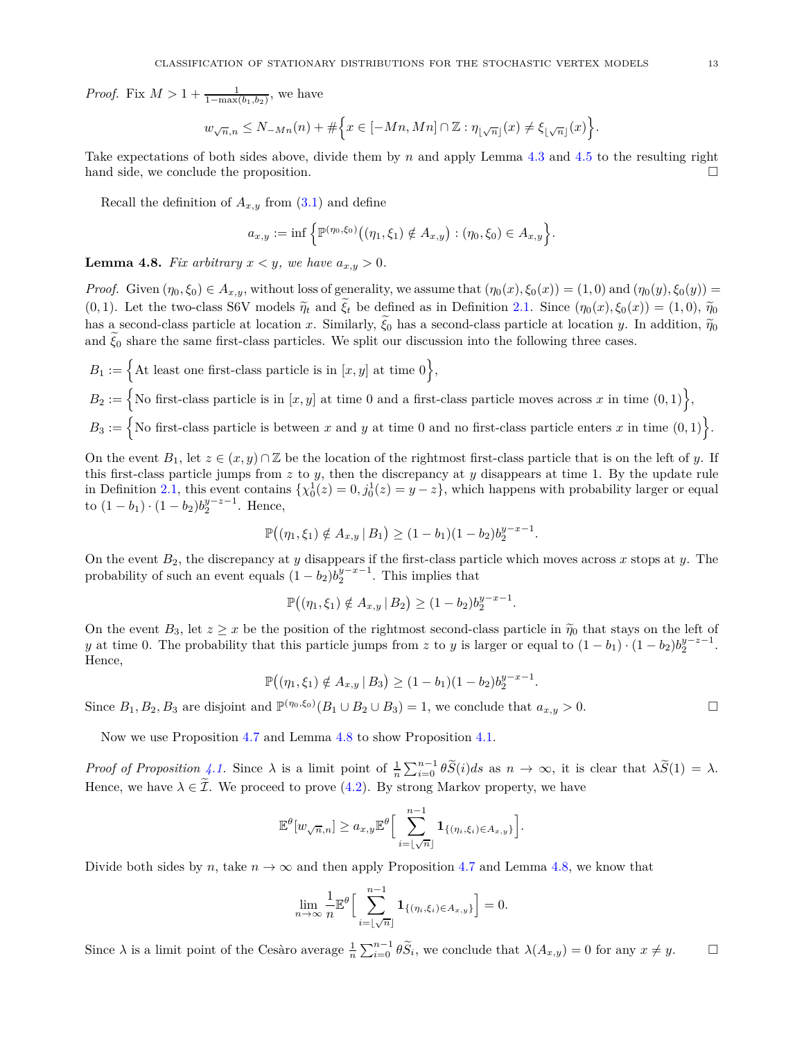*Proof.* Fix $M > 1 + \frac{1}{1-\max(b_1,b_2)}$, we have

$$w_{\sqrt{n},n} \leq N_{-Mn}(n) + \#\Big\{x \in [-Mn, Mn] \cap \mathbb{Z} : \eta_{\lfloor \sqrt{n} \rfloor}(x) \neq \xi_{\lfloor \sqrt{n} \rfloor}(x)\Big\}.$$

Take expectations of both sides above, divide them by $n$ and apply Lemma 4.3 and 4.5 to the resulting right hand side, we conclude the proposition. □

Recall the definition of $A_{x,y}$ from (3.1) and define

$$a_{x,y} := \inf\Big\{\mathbb{P}^{(\eta_0,\xi_0)}\big((\eta_1,\xi_1) \notin A_{x,y}\big) : (\eta_0,\xi_0) \in A_{x,y}\Big\}.$$

**Lemma 4.8.** *Fix arbitrary $x < y$, we have $a_{x,y} > 0$.*

*Proof.* Given $(\eta_0,\xi_0) \in A_{x,y}$, without loss of generality, we assume that $(\eta_0(x),\xi_0(x)) = (1,0)$ and $(\eta_0(y),\xi_0(y)) = (0,1)$. Let the two-class S6V models $\widetilde{\eta}_t$ and $\widetilde{\xi}_t$ be defined as in Definition 2.1. Since $(\eta_0(x),\xi_0(x)) = (1,0)$, $\widetilde{\eta}_0$ has a second-class particle at location $x$. Similarly, $\widetilde{\xi}_0$ has a second-class particle at location $y$. In addition, $\widetilde{\eta}_0$ and $\widetilde{\xi}_0$ share the same first-class particles. We split our discussion into the following three cases.

$B_1 := \Big\{$At least one first-class particle is in $[x,y]$ at time $0\Big\}$,

$B_2 := \Big\{$No first-class particle is in $[x,y]$ at time $0$ and a first-class particle moves across $x$ in time $(0,1)\Big\}$,

$B_3 := \Big\{$No first-class particle is between $x$ and $y$ at time $0$ and no first-class particle enters $x$ in time $(0,1)\Big\}$.

On the event $B_1$, let $z \in (x,y) \cap \mathbb{Z}$ be the location of the rightmost first-class particle that is on the left of $y$. If this first-class particle jumps from $z$ to $y$, then the discrepancy at $y$ disappears at time 1. By the update rule in Definition 2.1, this event contains $\{\chi_0^1(z) = 0, j_0^1(z) = y - z\}$, which happens with probability larger or equal to $(1-b_1)\cdot(1-b_2)b_2^{y-z-1}$. Hence,

$$\mathbb{P}\big((\eta_1,\xi_1) \notin A_{x,y} \,|\, B_1\big) \geq (1-b_1)(1-b_2)b_2^{y-x-1}.$$

On the event $B_2$, the discrepancy at $y$ disappears if the first-class particle which moves across $x$ stops at $y$. The probability of such an event equals $(1-b_2)b_2^{y-x-1}$. This implies that

$$\mathbb{P}\big((\eta_1,\xi_1) \notin A_{x,y} \,|\, B_2\big) \geq (1-b_2)b_2^{y-x-1}.$$

On the event $B_3$, let $z \geq x$ be the position of the rightmost second-class particle in $\widetilde{\eta}_0$ that stays on the left of $y$ at time 0. The probability that this particle jumps from $z$ to $y$ is larger or equal to $(1-b_1)\cdot(1-b_2)b_2^{y-z-1}$. Hence,

$$\mathbb{P}\big((\eta_1,\xi_1) \notin A_{x,y} \,|\, B_3\big) \geq (1-b_1)(1-b_2)b_2^{y-x-1}.$$

Since $B_1, B_2, B_3$ are disjoint and $\mathbb{P}^{(\eta_0,\xi_0)}(B_1 \cup B_2 \cup B_3) = 1$, we conclude that $a_{x,y} > 0$. □

Now we use Proposition 4.7 and Lemma 4.8 to show Proposition 4.1.

*Proof of Proposition 4.1.* Since $\lambda$ is a limit point of $\frac{1}{n}\sum_{i=0}^{n-1} \theta\widetilde{S}(i)ds$ as $n \to \infty$, it is clear that $\lambda\widetilde{S}(1) = \lambda$. Hence, we have $\lambda \in \widetilde{\mathcal{I}}$. We proceed to prove (4.2). By strong Markov property, we have

$$\mathbb{E}^\theta[w_{\sqrt{n},n}] \geq a_{x,y}\mathbb{E}^\theta\Big[\sum_{i=\lfloor \sqrt{n} \rfloor}^{n-1} \mathbf{1}_{\{(\eta_i,\xi_i) \in A_{x,y}\}}\Big].$$

Divide both sides by $n$, take $n \to \infty$ and then apply Proposition 4.7 and Lemma 4.8, we know that

$$\lim_{n\to\infty} \frac{1}{n}\mathbb{E}^\theta\Big[\sum_{i=\lfloor \sqrt{n} \rfloor}^{n-1} \mathbf{1}_{\{(\eta_i,\xi_i) \in A_{x,y}\}}\Big] = 0.$$

Since $\lambda$ is a limit point of the Cesàro average $\frac{1}{n}\sum_{i=0}^{n-1} \theta\widetilde{S}_i$, we conclude that $\lambda(A_{x,y}) = 0$ for any $x \neq y$. □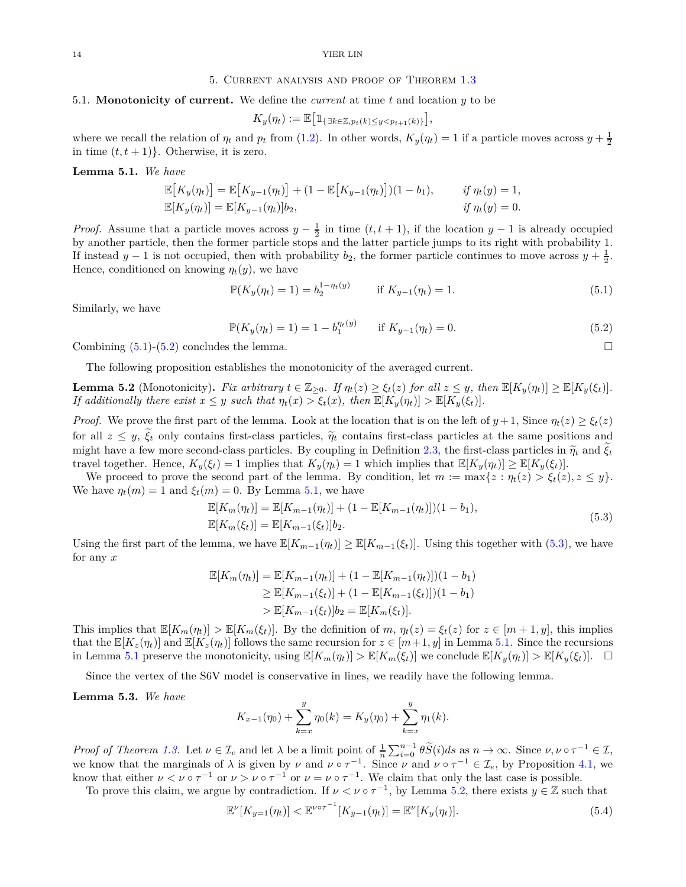## 5. Current analysis and proof of Theorem 1.3

### 5.1. Monotonicity of current.

We define the *current* at time $t$ and location $y$ to be

$$K_y(\eta_t) := \mathbb{E}\big[\mathbb{1}_{\{\exists k\in\mathbb{Z}, p_t(k)\le y< p_{t+1}(k)\}}\big],$$

where we recall the relation of $\eta_t$ and $p_t$ from (1.2). In other words, $K_y(\eta_t) = 1$ if a particle moves across $y+\frac{1}{2}$ in time $(t, t+1)\}$. Otherwise, it is zero.

**Lemma 5.1.** *We have*

$$\begin{aligned}
&\mathbb{E}\big[K_y(\eta_t)\big] = \mathbb{E}\big[K_{y-1}(\eta_t)\big] + (1-\mathbb{E}\big[K_{y-1}(\eta_t)\big])(1-b_1), && \textit{if } \eta_t(y)=1,\\
&\mathbb{E}[K_y(\eta_t)] = \mathbb{E}[K_{y-1}(\eta_t)]b_2, && \textit{if } \eta_t(y)=0.
\end{aligned}$$

*Proof.* Assume that a particle moves across $y-\frac{1}{2}$ in time $(t, t+1)$, if the location $y-1$ is already occupied by another particle, then the former particle stops and the latter particle jumps to its right with probability 1. If instead $y-1$ is not occupied, then with probability $b_2$, the former particle continues to move across $y+\frac{1}{2}$. Hence, conditioned on knowing $\eta_t(y)$, we have

$$\mathbb{P}(K_y(\eta_t)=1) = b_2^{1-\eta_t(y)} \qquad \text{if } K_{y-1}(\eta_t)=1. \tag{5.1}$$

Similarly, we have

$$\mathbb{P}(K_y(\eta_t)=1) = 1-b_1^{\eta_t(y)} \qquad \text{if } K_{y-1}(\eta_t)=0. \tag{5.2}$$

Combining (5.1)-(5.2) concludes the lemma. $\square$

The following proposition establishes the monotonicity of the averaged current.

**Lemma 5.2** (Monotonicity)**.** *Fix arbitrary $t\in\mathbb{Z}_{\ge 0}$. If $\eta_t(z)\ge \xi_t(z)$ for all $z\le y$, then $\mathbb{E}[K_y(\eta_t)]\ge \mathbb{E}[K_y(\xi_t)]$. If additionally there exist $x\le y$ such that $\eta_t(x)>\xi_t(x)$, then $\mathbb{E}[K_y(\eta_t)]>\mathbb{E}[K_y(\xi_t)]$.*

*Proof.* We prove the first part of the lemma. Look at the location that is on the left of $y+1$, Since $\eta_t(z)\ge\xi_t(z)$ for all $z\le y$, $\widetilde{\xi}_t$ only contains first-class particles, $\widetilde{\eta}_t$ contains first-class particles at the same positions and might have a few more second-class particles. By coupling in Definition 2.3, the first-class particles in $\widetilde{\eta}_t$ and $\widetilde{\xi}_t$ travel together. Hence, $K_y(\xi_t)=1$ implies that $K_y(\eta_t)=1$ which implies that $\mathbb{E}[K_y(\eta_t)]\ge\mathbb{E}[K_y(\xi_t)]$.

We proceed to prove the second part of the lemma. By condition, let $m:=\max\{z:\eta_t(z)>\xi_t(z), z\le y\}$. We have $\eta_t(m)=1$ and $\xi_t(m)=0$. By Lemma 5.1, we have

$$\begin{aligned}
&\mathbb{E}[K_m(\eta_t)] = \mathbb{E}[K_{m-1}(\eta_t)] + (1-\mathbb{E}[K_{m-1}(\eta_t)])(1-b_1),\\
&\mathbb{E}[K_m(\xi_t)] = \mathbb{E}[K_{m-1}(\xi_t)]b_2.
\end{aligned}\tag{5.3}$$

Using the first part of the lemma, we have $\mathbb{E}[K_{m-1}(\eta_t)]\ge\mathbb{E}[K_{m-1}(\xi_t)]$. Using this together with (5.3), we have for any $x$

$$\begin{aligned}
\mathbb{E}[K_m(\eta_t)] &= \mathbb{E}[K_{m-1}(\eta_t)] + (1-\mathbb{E}[K_{m-1}(\eta_t)])(1-b_1)\\
&\ge \mathbb{E}[K_{m-1}(\xi_t)] + (1-\mathbb{E}[K_{m-1}(\xi_t)])(1-b_1)\\
&> \mathbb{E}[K_{m-1}(\xi_t)]b_2 = \mathbb{E}[K_m(\xi_t)].
\end{aligned}$$

This implies that $\mathbb{E}[K_m(\eta_t)]>\mathbb{E}[K_m(\xi_t)]$. By the definition of $m$, $\eta_t(z)=\xi_t(z)$ for $z\in[m+1,y]$, this implies that the $\mathbb{E}[K_z(\eta_t)]$ and $\mathbb{E}[K_z(\eta_t)]$ follows the same recursion for $z\in[m+1,y]$ in Lemma 5.1. Since the recursions in Lemma 5.1 preserve the monotonicity, using $\mathbb{E}[K_m(\eta_t)]>\mathbb{E}[K_m(\xi_t)]$ we conclude $\mathbb{E}[K_y(\eta_t)]>\mathbb{E}[K_y(\xi_t)]$. $\square$

Since the vertex of the S6V model is conservative in lines, we readily have the following lemma.

**Lemma 5.3.** *We have*

$$K_{x-1}(\eta_0) + \sum_{k=x}^{y}\eta_0(k) = K_y(\eta_0) + \sum_{k=x}^{y}\eta_1(k).$$

*Proof of Theorem 1.3.* Let $\nu\in\mathcal{I}_e$ and let $\lambda$ be a limit point of $\frac{1}{n}\sum_{i=0}^{n-1}\theta\widetilde{S}(i)ds$ as $n\to\infty$. Since $\nu,\nu\circ\tau^{-1}\in\mathcal{I}$, we know that the marginals of $\lambda$ is given by $\nu$ and $\nu\circ\tau^{-1}$. Since $\nu$ and $\nu\circ\tau^{-1}\in\mathcal{I}_e$, by Proposition 4.1, we know that either $\nu<\nu\circ\tau^{-1}$ or $\nu>\nu\circ\tau^{-1}$ or $\nu=\nu\circ\tau^{-1}$. We claim that only the last case is possible.

To prove this claim, we argue by contradiction. If $\nu<\nu\circ\tau^{-1}$, by Lemma 5.2, there exists $y\in\mathbb{Z}$ such that

$$\mathbb{E}^{\nu}[K_{y=1}(\eta_t)] < \mathbb{E}^{\nu\circ\tau^{-1}}[K_{y-1}(\eta_t)] = \mathbb{E}^{\nu}[K_y(\eta_t)]. \tag{5.4}$$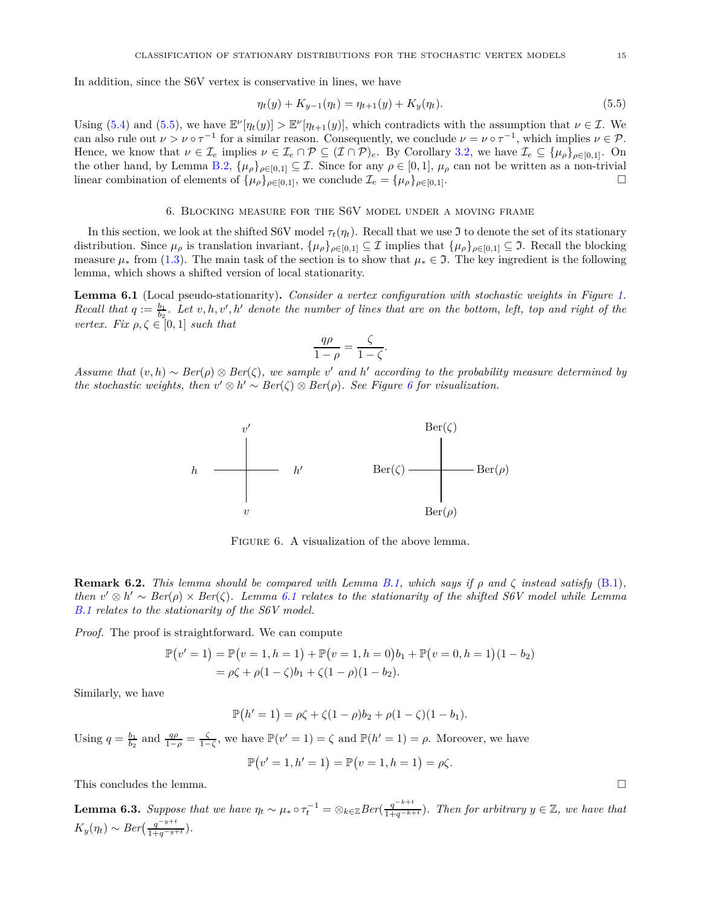In addition, since the S6V vertex is conservative in lines, we have

$$\eta_t(y) + K_{y-1}(\eta_t) = \eta_{t+1}(y) + K_y(\eta_t). \tag{5.5}$$

Using (5.4) and (5.5), we have $\mathbb{E}^\nu[\eta_t(y)] > \mathbb{E}^\nu[\eta_{t+1}(y)]$, which contradicts with the assumption that $\nu \in \mathcal{I}$. We can also rule out $\nu > \nu \circ \tau^{-1}$ for a similar reason. Consequently, we conclude $\nu = \nu \circ \tau^{-1}$, which implies $\nu \in \mathcal{P}$. Hence, we know that $\nu \in \mathcal{I}_e$ implies $\nu \in \mathcal{I}_e \cap \mathcal{P} \subseteq (\mathcal{I} \cap \mathcal{P})_e$. By Corollary 3.2, we have $\mathcal{I}_e \subseteq \{\mu_\rho\}_{\rho \in [0,1]}$. On the other hand, by Lemma B.2, $\{\mu_\rho\}_{\rho\in[0,1]} \subseteq \mathcal{I}$. Since for any $\rho \in [0,1]$, $\mu_\rho$ can not be written as a non-trivial linear combination of elements of $\{\mu_\rho\}_{\rho\in[0,1]}$, we conclude $\mathcal{I}_e = \{\mu_\rho\}_{\rho\in[0,1]}$. □

## 6. Blocking measure for the S6V model under a moving frame

In this section, we look at the shifted S6V model $\tau_t(\eta_t)$. Recall that we use $\mathfrak{I}$ to denote the set of its stationary distribution. Since $\mu_\rho$ is translation invariant, $\{\mu_\rho\}_{\rho\in[0,1]} \subseteq \mathcal{I}$ implies that $\{\mu_\rho\}_{\rho\in[0,1]} \subseteq \mathfrak{I}$. Recall the blocking measure $\mu_*$ from (1.3). The main task of the section is to show that $\mu_* \in \mathfrak{I}$. The key ingredient is the following lemma, which shows a shifted version of local stationarity.

**Lemma 6.1** (Local pseudo-stationarity)**.** *Consider a vertex configuration with stochastic weights in Figure 1. Recall that $q := \frac{b_1}{b_2}$. Let $v, h, v', h'$ denote the number of lines that are on the bottom, left, top and right of the vertex. Fix $\rho, \zeta \in [0,1]$ such that*

$$\frac{q\rho}{1-\rho} = \frac{\zeta}{1-\zeta}.$$

*Assume that $(v,h) \sim Ber(\rho) \otimes Ber(\zeta)$, we sample $v'$ and $h'$ according to the probability measure determined by the stochastic weights, then $v' \otimes h' \sim Ber(\zeta) \otimes Ber(\rho)$. See Figure 6 for visualization.*

Figure 6. A visualization of the above lemma.

**Remark 6.2.** *This lemma should be compared with Lemma B.1, which says if $\rho$ and $\zeta$ instead satisfy (B.1), then $v' \otimes h' \sim Ber(\rho) \times Ber(\zeta)$. Lemma 6.1 relates to the stationarity of the shifted S6V model while Lemma B.1 relates to the stationarity of the S6V model.*

*Proof.* The proof is straightforward. We can compute

$$\begin{aligned}
\mathbb{P}\big(v'=1\big) &= \mathbb{P}\big(v=1,h=1\big) + \mathbb{P}\big(v=1,h=0\big)b_1 + \mathbb{P}\big(v=0,h=1\big)(1-b_2) \\
&= \rho\zeta + \rho(1-\zeta)b_1 + \zeta(1-\rho)(1-b_2).
\end{aligned}$$

Similarly, we have

$$\mathbb{P}\big(h'=1\big) = \rho\zeta + \zeta(1-\rho)b_2 + \rho(1-\zeta)(1-b_1).$$

Using $q = \frac{b_1}{b_2}$ and $\frac{q\rho}{1-\rho} = \frac{\zeta}{1-\zeta}$, we have $\mathbb{P}(v'=1) = \zeta$ and $\mathbb{P}(h'=1) = \rho$. Moreover, we have

$$\mathbb{P}\big(v'=1,h'=1\big) = \mathbb{P}\big(v=1,h=1\big) = \rho\zeta.$$

This concludes the lemma. □

**Lemma 6.3.** *Suppose that we have $\eta_t \sim \mu_* \circ \tau_t^{-1} = \otimes_{k\in\mathbb{Z}} Ber(\frac{q^{-k+t}}{1+q^{-k+t}})$. Then for arbitrary $y \in \mathbb{Z}$, we have that $K_y(\eta_t) \sim Ber(\frac{q^{-y+t}}{1+q^{-y+t}})$.*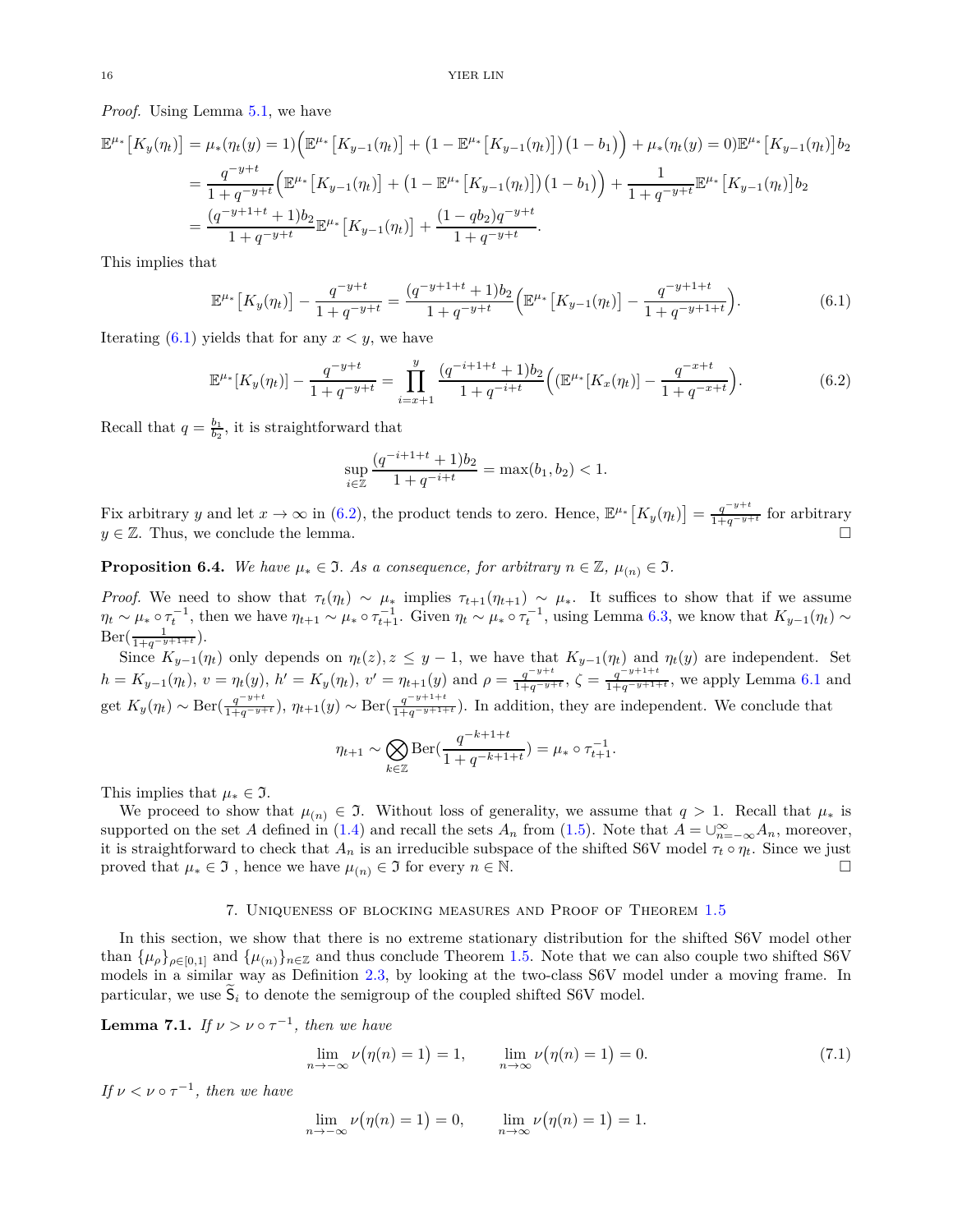*Proof.* Using Lemma 5.1, we have

$$
\begin{aligned}
\mathbb{E}^{\mu_*}\big[K_y(\eta_t)\big] &= \mu_*(\eta_t(y)=1)\Big(\mathbb{E}^{\mu_*}\big[K_{y-1}(\eta_t)\big] + \big(1-\mathbb{E}^{\mu_*}\big[K_{y-1}(\eta_t)\big]\big)\big(1-b_1\big)\Big) + \mu_*(\eta_t(y)=0)\mathbb{E}^{\mu_*}\big[K_{y-1}(\eta_t)\big]b_2 \\
&= \frac{q^{-y+t}}{1+q^{-y+t}}\Big(\mathbb{E}^{\mu_*}\big[K_{y-1}(\eta_t)\big] + \big(1-\mathbb{E}^{\mu_*}\big[K_{y-1}(\eta_t)\big]\big)\big(1-b_1\big)\Big) + \frac{1}{1+q^{-y+t}}\mathbb{E}^{\mu_*}\big[K_{y-1}(\eta_t)\big]b_2 \\
&= \frac{(q^{-y+1+t}+1)b_2}{1+q^{-y+t}}\mathbb{E}^{\mu_*}\big[K_{y-1}(\eta_t)\big] + \frac{(1-qb_2)q^{-y+t}}{1+q^{-y+t}}.
\end{aligned}
$$

This implies that

$$
\mathbb{E}^{\mu_*}\big[K_y(\eta_t)\big] - \frac{q^{-y+t}}{1+q^{-y+t}} = \frac{(q^{-y+1+t}+1)b_2}{1+q^{-y+t}}\Big(\mathbb{E}^{\mu_*}\big[K_{y-1}(\eta_t)\big] - \frac{q^{-y+1+t}}{1+q^{-y+1+t}}\Big). \tag{6.1}
$$

Iterating (6.1) yields that for any $x<y$, we have

$$
\mathbb{E}^{\mu_*}[K_y(\eta_t)] - \frac{q^{-y+t}}{1+q^{-y+t}} = \prod_{i=x+1}^{y}\frac{(q^{-i+1+t}+1)b_2}{1+q^{-i+t}}\Big((\mathbb{E}^{\mu_*}[K_x(\eta_t)] - \frac{q^{-x+t}}{1+q^{-x+t}}\Big). \tag{6.2}
$$

Recall that $q=\frac{b_1}{b_2}$, it is straightforward that

$$
\sup_{i\in\mathbb{Z}}\frac{(q^{-i+1+t}+1)b_2}{1+q^{-i+t}} = \max(b_1,b_2) < 1.
$$

Fix arbitrary $y$ and let $x\to\infty$ in (6.2), the product tends to zero. Hence, $\mathbb{E}^{\mu_*}\big[K_y(\eta_t)\big] = \frac{q^{-y+t}}{1+q^{-y+t}}$ for arbitrary $y\in\mathbb{Z}$. Thus, we conclude the lemma. ☐

**Proposition 6.4.** *We have $\mu_*\in\mathfrak{I}$. As a consequence, for arbitrary $n\in\mathbb{Z}$, $\mu_{(n)}\in\mathfrak{I}$.*

*Proof.* We need to show that $\tau_t(\eta_t)\sim\mu_*$ implies $\tau_{t+1}(\eta_{t+1})\sim\mu_*$. It suffices to show that if we assume $\eta_t\sim\mu_*\circ\tau_t^{-1}$, then we have $\eta_{t+1}\sim\mu_*\circ\tau_{t+1}^{-1}$. Given $\eta_t\sim\mu_*\circ\tau_t^{-1}$, using Lemma 6.3, we know that $K_{y-1}(\eta_t)\sim\mathrm{Ber}(\frac{1}{1+q^{-y+1+t}})$.

Since $K_{y-1}(\eta_t)$ only depends on $\eta_t(z), z\le y-1$, we have that $K_{y-1}(\eta_t)$ and $\eta_t(y)$ are independent. Set $h=K_{y-1}(\eta_t)$, $v=\eta_t(y)$, $h'=K_y(\eta_t)$, $v'=\eta_{t+1}(y)$ and $\rho=\frac{q^{-y+t}}{1+q^{-y+t}}$, $\zeta=\frac{q^{-y+1+t}}{1+q^{-y+1+t}}$, we apply Lemma 6.1 and get $K_y(\eta_t)\sim\mathrm{Ber}(\frac{q^{-y+t}}{1+q^{-y+t}})$, $\eta_{t+1}(y)\sim\mathrm{Ber}(\frac{q^{-y+1+t}}{1+q^{-y+1+t}})$. In addition, they are independent. We conclude that

$$
\eta_{t+1}\sim\bigotimes_{k\in\mathbb{Z}}\mathrm{Ber}(\frac{q^{-k+1+t}}{1+q^{-k+1+t}}) = \mu_*\circ\tau_{t+1}^{-1}.
$$

This implies that $\mu_*\in\mathfrak{I}$.

We proceed to show that $\mu_{(n)}\in\mathfrak{I}$. Without loss of generality, we assume that $q>1$. Recall that $\mu_*$ is supported on the set $A$ defined in (1.4) and recall the sets $A_n$ from (1.5). Note that $A=\cup_{n=-\infty}^{\infty}A_n$, moreover, it is straightforward to check that $A_n$ is an irreducible subspace of the shifted S6V model $\tau_t\circ\eta_t$. Since we just proved that $\mu_*\in\mathfrak{I}$ , hence we have $\mu_{(n)}\in\mathfrak{I}$ for every $n\in\mathbb{N}$. ☐

## 7. Uniqueness of blocking measures and Proof of Theorem 1.5

In this section, we show that there is no extreme stationary distribution for the shifted S6V model other than $\{\mu_\rho\}_{\rho\in[0,1]}$ and $\{\mu_{(n)}\}_{n\in\mathbb{Z}}$ and thus conclude Theorem 1.5. Note that we can also couple two shifted S6V models in a similar way as Definition 2.3, by looking at the two-class S6V model under a moving frame. In particular, we use $\widetilde{\mathsf{S}}_i$ to denote the semigroup of the coupled shifted S6V model.

**Lemma 7.1.** *If $\nu>\nu\circ\tau^{-1}$, then we have*

$$
\lim_{n\to-\infty}\nu\big(\eta(n)=1\big)=1, \qquad \lim_{n\to\infty}\nu\big(\eta(n)=1\big)=0. \tag{7.1}
$$

*If $\nu<\nu\circ\tau^{-1}$, then we have*

$$
\lim_{n\to-\infty}\nu\big(\eta(n)=1\big)=0, \qquad \lim_{n\to\infty}\nu\big(\eta(n)=1\big)=1.
$$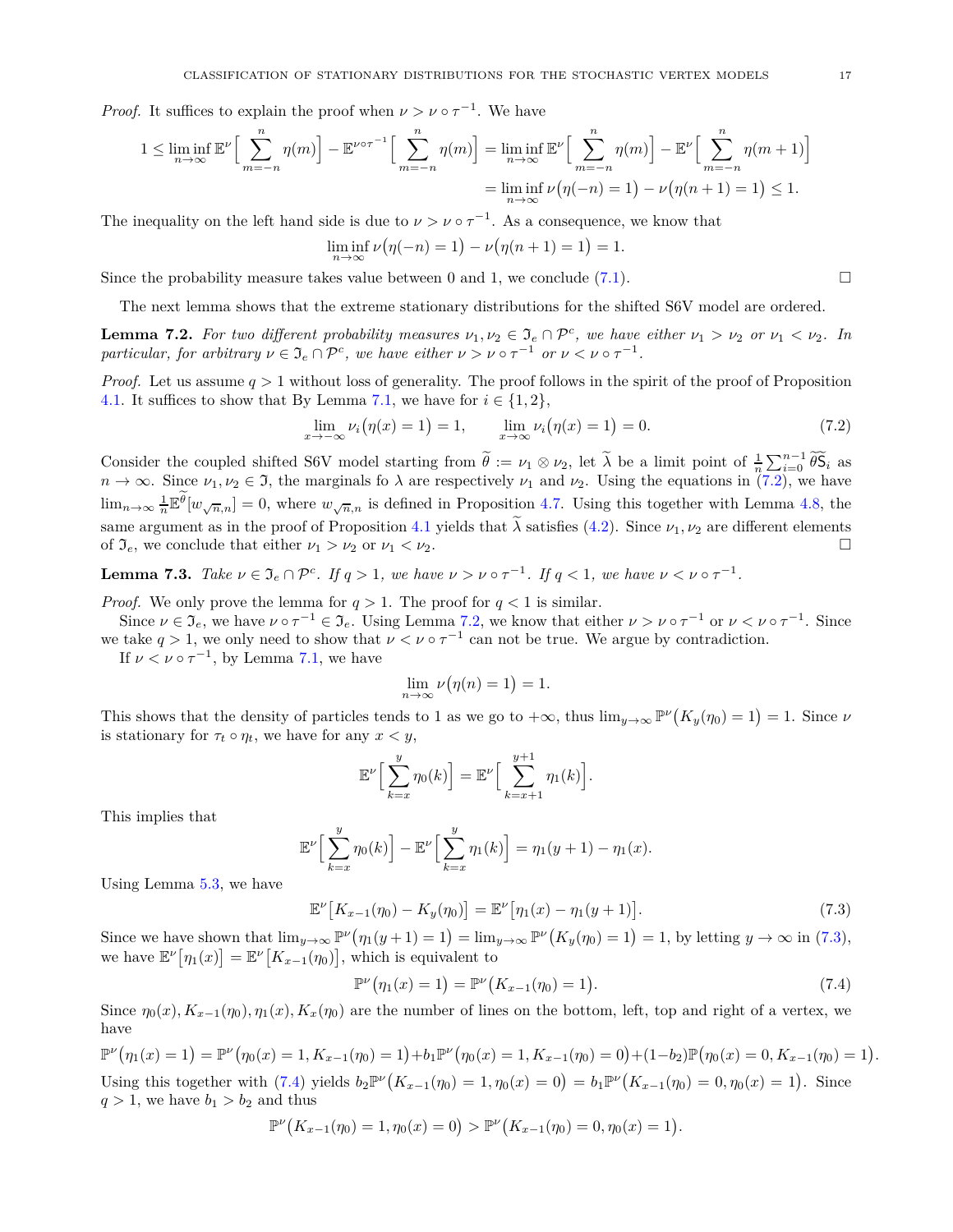*Proof.* It suffices to explain the proof when $\nu > \nu \circ \tau^{-1}$. We have

$$
\begin{aligned}
1 \leq \liminf_{n\to\infty} \mathbb{E}^{\nu}\Big[\sum_{m=-n}^{n} \eta(m)\Big] - \mathbb{E}^{\nu\circ\tau^{-1}}\Big[\sum_{m=-n}^{n} \eta(m)\Big] &= \liminf_{n\to\infty} \mathbb{E}^{\nu}\Big[\sum_{m=-n}^{n} \eta(m)\Big] - \mathbb{E}^{\nu}\Big[\sum_{m=-n}^{n} \eta(m+1)\Big] \\
&= \liminf_{n\to\infty} \nu\big(\eta(-n) = 1\big) - \nu\big(\eta(n+1) = 1\big) \leq 1.
\end{aligned}
$$

The inequality on the left hand side is due to $\nu > \nu \circ \tau^{-1}$. As a consequence, we know that

$$
\liminf_{n\to\infty} \nu\big(\eta(-n) = 1\big) - \nu\big(\eta(n+1) = 1\big) = 1.
$$

Since the probability measure takes value between 0 and 1, we conclude (7.1). $\square$

The next lemma shows that the extreme stationary distributions for the shifted S6V model are ordered.

**Lemma 7.2.** *For two different probability measures $\nu_1, \nu_2 \in \mathfrak{I}_e \cap \mathcal{P}^c$, we have either $\nu_1 > \nu_2$ or $\nu_1 < \nu_2$. In particular, for arbitrary $\nu \in \mathfrak{I}_e \cap \mathcal{P}^c$, we have either $\nu > \nu \circ \tau^{-1}$ or $\nu < \nu \circ \tau^{-1}$.*

*Proof.* Let us assume $q > 1$ without loss of generality. The proof follows in the spirit of the proof of Proposition 4.1. It suffices to show that By Lemma 7.1, we have for $i \in \{1, 2\}$,

$$
\lim_{x\to-\infty} \nu_i\big(\eta(x) = 1\big) = 1, \qquad \lim_{x\to\infty} \nu_i\big(\eta(x) = 1\big) = 0. \tag{7.2}
$$

Consider the coupled shifted S6V model starting from $\widetilde{\theta} := \nu_1 \otimes \nu_2$, let $\widetilde{\lambda}$ be a limit point of $\frac{1}{n}\sum_{i=0}^{n-1} \widetilde{\theta}\widetilde{\mathsf{S}}_i$ as $n \to \infty$. Since $\nu_1, \nu_2 \in \mathfrak{I}$, the marginals fo $\lambda$ are respectively $\nu_1$ and $\nu_2$. Using the equations in (7.2), we have $\lim_{n\to\infty} \frac{1}{n}\mathbb{E}^{\widetilde{\theta}}[w_{\sqrt{n},n}] = 0$, where $w_{\sqrt{n},n}$ is defined in Proposition 4.7. Using this together with Lemma 4.8, the same argument as in the proof of Proposition 4.1 yields that $\widetilde{\lambda}$ satisfies (4.2). Since $\nu_1, \nu_2$ are different elements of $\mathfrak{I}_e$, we conclude that either $\nu_1 > \nu_2$ or $\nu_1 < \nu_2$. $\square$

**Lemma 7.3.** *Take $\nu \in \mathfrak{I}_e \cap \mathcal{P}^c$. If $q > 1$, we have $\nu > \nu \circ \tau^{-1}$. If $q < 1$, we have $\nu < \nu \circ \tau^{-1}$.*

*Proof.* We only prove the lemma for $q > 1$. The proof for $q < 1$ is similar.

Since $\nu \in \mathfrak{I}_e$, we have $\nu \circ \tau^{-1} \in \mathfrak{I}_e$. Using Lemma 7.2, we know that either $\nu > \nu \circ \tau^{-1}$ or $\nu < \nu \circ \tau^{-1}$. Since we take $q > 1$, we only need to show that $\nu < \nu \circ \tau^{-1}$ can not be true. We argue by contradiction.

If $\nu < \nu \circ \tau^{-1}$, by Lemma 7.1, we have

$$
\lim_{n\to\infty} \nu\big(\eta(n) = 1\big) = 1.
$$

This shows that the density of particles tends to 1 as we go to $+\infty$, thus $\lim_{y\to\infty} \mathbb{P}^{\nu}\big(K_y(\eta_0) = 1\big) = 1$. Since $\nu$ is stationary for $\tau_t \circ \eta_t$, we have for any $x < y$,

$$
\mathbb{E}^{\nu}\Big[\sum_{k=x}^{y} \eta_0(k)\Big] = \mathbb{E}^{\nu}\Big[\sum_{k=x+1}^{y+1} \eta_1(k)\Big].
$$

This implies that

$$
\mathbb{E}^{\nu}\Big[\sum_{k=x}^{y} \eta_0(k)\Big] - \mathbb{E}^{\nu}\Big[\sum_{k=x}^{y} \eta_1(k)\Big] = \eta_1(y+1) - \eta_1(x).
$$

Using Lemma 5.3, we have

$$
\mathbb{E}^{\nu}\big[K_{x-1}(\eta_0) - K_y(\eta_0)\big] = \mathbb{E}^{\nu}\big[\eta_1(x) - \eta_1(y+1)\big]. \tag{7.3}
$$

Since we have shown that $\lim_{y\to\infty} \mathbb{P}^{\nu}\big(\eta_1(y+1) = 1\big) = \lim_{y\to\infty} \mathbb{P}^{\nu}\big(K_y(\eta_0) = 1\big) = 1$, by letting $y \to \infty$ in (7.3), we have $\mathbb{E}^{\nu}\big[\eta_1(x)\big] = \mathbb{E}^{\nu}\big[K_{x-1}(\eta_0)\big]$, which is equivalent to

$$
\mathbb{P}^{\nu}\big(\eta_1(x) = 1\big) = \mathbb{P}^{\nu}\big(K_{x-1}(\eta_0) = 1\big). \tag{7.4}
$$

Since $\eta_0(x), K_{x-1}(\eta_0), \eta_1(x), K_x(\eta_0)$ are the number of lines on the bottom, left, top and right of a vertex, we have

$$
\mathbb{P}^{\nu}\big(\eta_1(x) = 1\big) = \mathbb{P}^{\nu}\big(\eta_0(x) = 1, K_{x-1}(\eta_0) = 1\big) + b_1\mathbb{P}^{\nu}\big(\eta_0(x) = 1, K_{x-1}(\eta_0) = 0\big) + (1-b_2)\mathbb{P}\big(\eta_0(x) = 0, K_{x-1}(\eta_0) = 1\big).
$$

Using this together with (7.4) yields $b_2\mathbb{P}^{\nu}\big(K_{x-1}(\eta_0) = 1, \eta_0(x) = 0\big) = b_1\mathbb{P}^{\nu}\big(K_{x-1}(\eta_0) = 0, \eta_0(x) = 1\big)$. Since $q > 1$, we have $b_1 > b_2$ and thus

$$
\mathbb{P}^{\nu}\big(K_{x-1}(\eta_0) = 1, \eta_0(x) = 0\big) > \mathbb{P}^{\nu}\big(K_{x-1}(\eta_0) = 0, \eta_0(x) = 1\big).
$$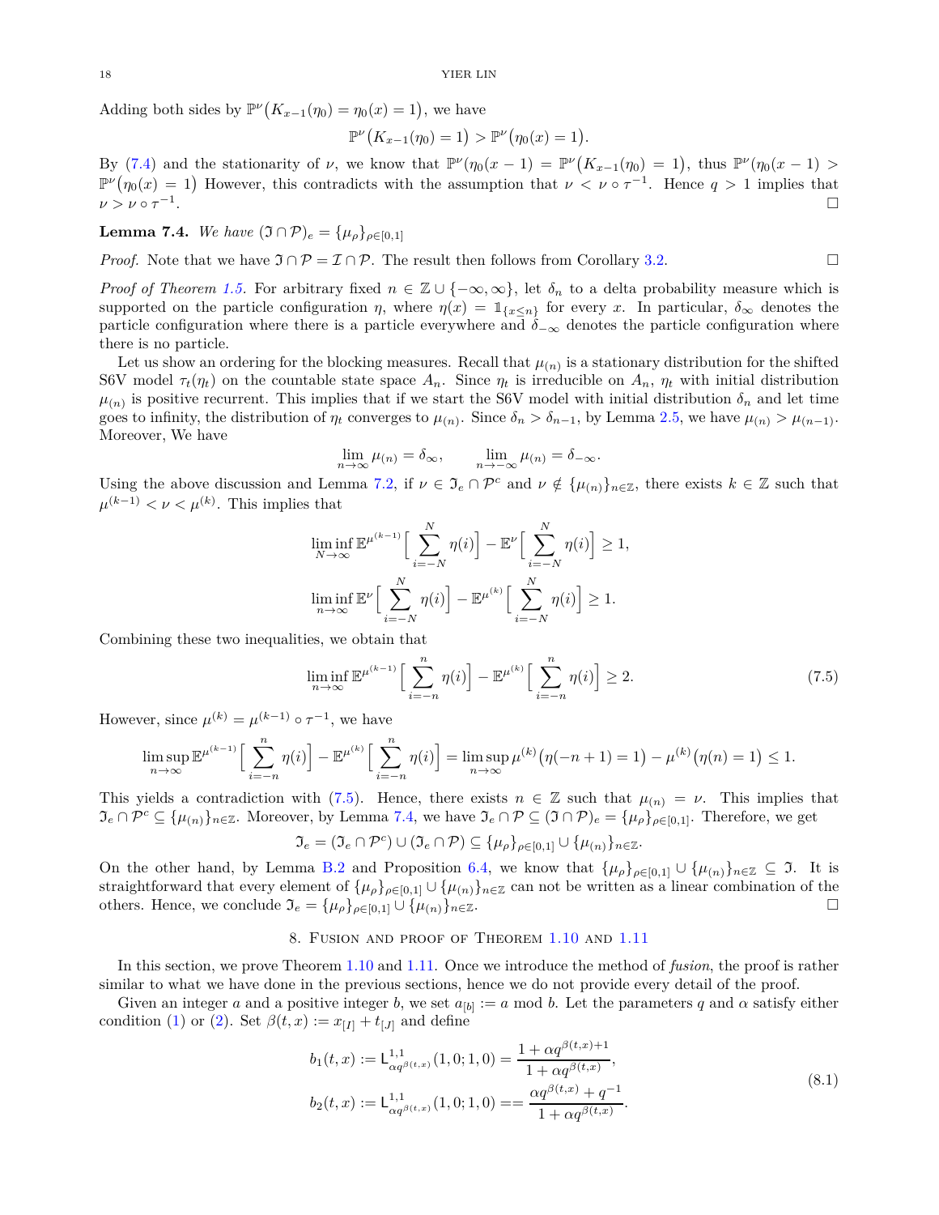Adding both sides by $\mathbb{P}^\nu\big(K_{x-1}(\eta_0) = \eta_0(x) = 1\big)$, we have

$$\mathbb{P}^\nu\big(K_{x-1}(\eta_0) = 1\big) > \mathbb{P}^\nu\big(\eta_0(x) = 1\big).$$

By (7.4) and the stationarity of $\nu$, we know that $\mathbb{P}^\nu\big(\eta_0(x-1) = \mathbb{P}^\nu\big(K_{x-1}(\eta_0) = 1\big)$, thus $\mathbb{P}^\nu\big(\eta_0(x-1) > \mathbb{P}^\nu\big(\eta_0(x) = 1\big)$ However, this contradicts with the assumption that $\nu < \nu \circ \tau^{-1}$. Hence $q > 1$ implies that $\nu > \nu \circ \tau^{-1}$. □

**Lemma 7.4.** *We have* $(\mathfrak{I} \cap \mathcal{P})_e = \{\mu_\rho\}_{\rho \in [0,1]}$

*Proof.* Note that we have $\mathfrak{I} \cap \mathcal{P} = \mathcal{I} \cap \mathcal{P}$. The result then follows from Corollary 3.2. □

*Proof of Theorem 1.5.* For arbitrary fixed $n \in \mathbb{Z} \cup \{-\infty, \infty\}$, let $\delta_n$ to a delta probability measure which is supported on the particle configuration $\eta$, where $\eta(x) = \mathbb{1}_{\{x \le n\}}$ for every $x$. In particular, $\delta_\infty$ denotes the particle configuration where there is a particle everywhere and $\delta_{-\infty}$ denotes the particle configuration where there is no particle.

Let us show an ordering for the blocking measures. Recall that $\mu_{(n)}$ is a stationary distribution for the shifted S6V model $\tau_t(\eta_t)$ on the countable state space $A_n$. Since $\eta_t$ is irreducible on $A_n$, $\eta_t$ with initial distribution $\mu_{(n)}$ is positive recurrent. This implies that if we start the S6V model with initial distribution $\delta_n$ and let time goes to infinity, the distribution of $\eta_t$ converges to $\mu_{(n)}$. Since $\delta_n > \delta_{n-1}$, by Lemma 2.5, we have $\mu_{(n)} > \mu_{(n-1)}$. Moreover, We have

$$\lim_{n \to \infty} \mu_{(n)} = \delta_\infty, \qquad \lim_{n \to -\infty} \mu_{(n)} = \delta_{-\infty}.$$

Using the above discussion and Lemma 7.2, if $\nu \in \mathfrak{I}_e \cap \mathcal{P}^c$ and $\nu \notin \{\mu_{(n)}\}_{n \in \mathbb{Z}}$, there exists $k \in \mathbb{Z}$ such that $\mu^{(k-1)} < \nu < \mu^{(k)}$. This implies that

$$\liminf_{N \to \infty} \mathbb{E}^{\mu^{(k-1)}}\Big[\sum_{i=-N}^{N} \eta(i)\Big] - \mathbb{E}^{\nu}\Big[\sum_{i=-N}^{N} \eta(i)\Big] \ge 1,$$

$$\liminf_{n \to \infty} \mathbb{E}^{\nu}\Big[\sum_{i=-N}^{N} \eta(i)\Big] - \mathbb{E}^{\mu^{(k)}}\Big[\sum_{i=-N}^{N} \eta(i)\Big] \ge 1.$$

Combining these two inequalities, we obtain that

$$\liminf_{n \to \infty} \mathbb{E}^{\mu^{(k-1)}}\Big[\sum_{i=-n}^{n} \eta(i)\Big] - \mathbb{E}^{\mu^{(k)}}\Big[\sum_{i=-n}^{n} \eta(i)\Big] \ge 2. \tag{7.5}$$

However, since $\mu^{(k)} = \mu^{(k-1)} \circ \tau^{-1}$, we have

$$\limsup_{n \to \infty} \mathbb{E}^{\mu^{(k-1)}}\Big[\sum_{i=-n}^{n} \eta(i)\Big] - \mathbb{E}^{\mu^{(k)}}\Big[\sum_{i=-n}^{n} \eta(i)\Big] = \limsup_{n \to \infty} \mu^{(k)}\big(\eta(-n+1) = 1\big) - \mu^{(k)}\big(\eta(n) = 1\big) \le 1.$$

This yields a contradiction with (7.5). Hence, there exists $n \in \mathbb{Z}$ such that $\mu_{(n)} = \nu$. This implies that $\mathfrak{I}_e \cap \mathcal{P}^c \subseteq \{\mu_{(n)}\}_{n \in \mathbb{Z}}$. Moreover, by Lemma 7.4, we have $\mathfrak{I}_e \cap \mathcal{P} \subseteq (\mathfrak{I} \cap \mathcal{P})_e = \{\mu_\rho\}_{\rho \in [0,1]}$. Therefore, we get

$$\mathfrak{I}_e = (\mathfrak{I}_e \cap \mathcal{P}^c) \cup (\mathfrak{I}_e \cap \mathcal{P}) \subseteq \{\mu_\rho\}_{\rho \in [0,1]} \cup \{\mu_{(n)}\}_{n \in \mathbb{Z}}.$$

On the other hand, by Lemma B.2 and Proposition 6.4, we know that $\{\mu_\rho\}_{\rho \in [0,1]} \cup \{\mu_{(n)}\}_{n \in \mathbb{Z}} \subseteq \mathfrak{I}$. It is straightforward that every element of $\{\mu_\rho\}_{\rho \in [0,1]} \cup \{\mu_{(n)}\}_{n \in \mathbb{Z}}$ can not be written as a linear combination of the others. Hence, we conclude $\mathfrak{I}_e = \{\mu_\rho\}_{\rho \in [0,1]} \cup \{\mu_{(n)}\}_{n \in \mathbb{Z}}$. □

## 8. Fusion and proof of Theorem 1.10 and 1.11

In this section, we prove Theorem 1.10 and 1.11. Once we introduce the method of *fusion*, the proof is rather similar to what we have done in the previous sections, hence we do not provide every detail of the proof.

Given an integer $a$ and a positive integer $b$, we set $a_{[b]} := a \bmod b$. Let the parameters $q$ and $\alpha$ satisfy either condition (1) or (2). Set $\beta(t, x) := x_{[I]} + t_{[J]}$ and define

$$\begin{aligned}
b_1(t, x) &:= \mathsf{L}^{1,1}_{\alpha q^{\beta(t,x)}}(1, 0; 1, 0) = \frac{1 + \alpha q^{\beta(t,x)+1}}{1 + \alpha q^{\beta(t,x)}}, \\
b_2(t, x) &:= \mathsf{L}^{1,1}_{\alpha q^{\beta(t,x)}}(1, 0; 1, 0) == \frac{\alpha q^{\beta(t,x)} + q^{-1}}{1 + \alpha q^{\beta(t,x)}}.
\end{aligned} \tag{8.1}$$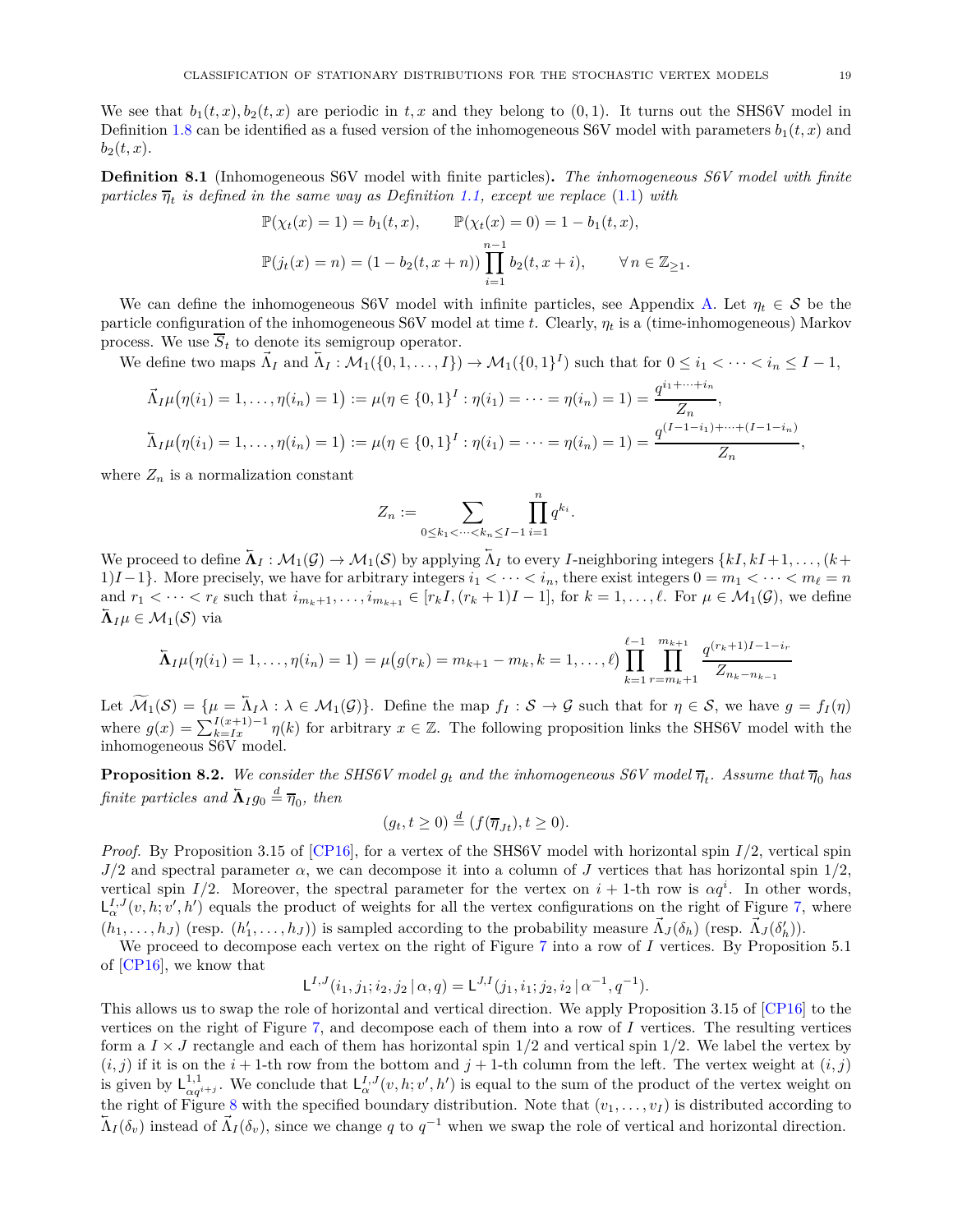We see that $b_1(t,x), b_2(t,x)$ are periodic in $t, x$ and they belong to $(0,1)$. It turns out the SHS6V model in Definition 1.8 can be identified as a fused version of the inhomogeneous S6V model with parameters $b_1(t,x)$ and $b_2(t,x)$.

**Definition 8.1** (Inhomogeneous S6V model with finite particles)**.** *The inhomogeneous S6V model with finite particles $\overline{\eta}_t$ is defined in the same way as Definition 1.1, except we replace (1.1) with*

$$\mathbb{P}(\chi_t(x)=1) = b_1(t,x), \qquad \mathbb{P}(\chi_t(x)=0) = 1-b_1(t,x),$$

$$\mathbb{P}(j_t(x)=n) = (1-b_2(t,x+n))\prod_{i=1}^{n-1} b_2(t,x+i), \qquad \forall n \in \mathbb{Z}_{\geq 1}.$$

We can define the inhomogeneous S6V model with infinite particles, see Appendix A. Let $\eta_t \in \mathcal{S}$ be the particle configuration of the inhomogeneous S6V model at time $t$. Clearly, $\eta_t$ is a (time-inhomogeneous) Markov process. We use $\overline{S}_t$ to denote its semigroup operator.

We define two maps $\vec{\Lambda}_I$ and $\overleftarrow{\Lambda}_I : \mathcal{M}_1(\{0,1,\dots,I\}) \to \mathcal{M}_1(\{0,1\}^I)$ such that for $0 \leq i_1 < \dots < i_n \leq I-1$,

$$\vec{\Lambda}_I\mu\big(\eta(i_1)=1,\dots,\eta(i_n)=1\big) := \mu(\eta\in\{0,1\}^I : \eta(i_1)=\dots=\eta(i_n)=1) = \frac{q^{i_1+\dots+i_n}}{Z_n},$$

$$\overleftarrow{\Lambda}_I\mu\big(\eta(i_1)=1,\dots,\eta(i_n)=1\big) := \mu(\eta\in\{0,1\}^I : \eta(i_1)=\dots=\eta(i_n)=1) = \frac{q^{(I-1-i_1)+\dots+(I-1-i_n)}}{Z_n},$$

where $Z_n$ is a normalization constant

$$Z_n := \sum_{0\leq k_1<\dots<k_n\leq I-1}\prod_{i=1}^{n} q^{k_i}.$$

We proceed to define $\overleftarrow{\mathbf{\Lambda}}_I : \mathcal{M}_1(\mathcal{G}) \to \mathcal{M}_1(\mathcal{S})$ by applying $\overleftarrow{\Lambda}_I$ to every $I$-neighboring integers $\{kI, kI+1, \dots, (k+1)I-1\}$. More precisely, we have for arbitrary integers $i_1 < \dots < i_n$, there exist integers $0 = m_1 < \dots < m_\ell = n$ and $r_1 < \dots < r_\ell$ such that $i_{m_k+1}, \dots, i_{m_{k+1}} \in [r_k I, (r_k+1)I-1]$, for $k = 1, \dots, \ell$. For $\mu \in \mathcal{M}_1(\mathcal{G})$, we define $\overleftarrow{\mathbf{\Lambda}}_I\mu \in \mathcal{M}_1(\mathcal{S})$ via

$$\overleftarrow{\mathbf{\Lambda}}_I\mu\big(\eta(i_1)=1,\dots,\eta(i_n)=1\big) = \mu\big(g(r_k)=m_{k+1}-m_k, k=1,\dots,\ell\big)\prod_{k=1}^{\ell-1}\prod_{r=m_k+1}^{m_{k+1}}\frac{q^{(r_k+1)I-1-i_r}}{Z_{n_k-n_{k-1}}}$$

Let $\widetilde{\mathcal{M}}_1(\mathcal{S}) = \{\mu = \overleftarrow{\Lambda}_I\lambda : \lambda \in \mathcal{M}_1(\mathcal{G})\}$. Define the map $f_I : \mathcal{S} \to \mathcal{G}$ such that for $\eta \in \mathcal{S}$, we have $g = f_I(\eta)$ where $g(x) = \sum_{k=Ix}^{I(x+1)-1}\eta(k)$ for arbitrary $x \in \mathbb{Z}$. The following proposition links the SHS6V model with the inhomogeneous S6V model.

**Proposition 8.2.** *We consider the SHS6V model $g_t$ and the inhomogeneous S6V model $\overline{\eta}_t$. Assume that $\overline{\eta}_0$ has finite particles and $\overleftarrow{\mathbf{\Lambda}}_I g_0 \overset{d}{=} \overline{\eta}_0$, then*

$$(g_t, t\geq 0) \overset{d}{=} (f(\overline{\eta}_{Jt}), t \geq 0).$$

*Proof.* By Proposition 3.15 of [CP16], for a vertex of the SHS6V model with horizontal spin $I/2$, vertical spin $J/2$ and spectral parameter $\alpha$, we can decompose it into a column of $J$ vertices that has horizontal spin $1/2$, vertical spin $I/2$. Moreover, the spectral parameter for the vertex on $i+1$-th row is $\alpha q^i$. In other words, $\mathsf{L}^{I,J}_\alpha(v,h;v',h')$ equals the product of weights for all the vertex configurations on the right of Figure 7, where $(h_1,\dots,h_J)$ (resp. $(h'_1,\dots,h_J)$) is sampled according to the probability measure $\vec{\Lambda}_J(\delta_h)$ (resp. $\vec{\Lambda}_J(\delta'_h)$).

We proceed to decompose each vertex on the right of Figure 7 into a row of $I$ vertices. By Proposition 5.1 of [CP16], we know that

$$\mathsf{L}^{I,J}(i_1,j_1;i_2,j_2\,|\,\alpha,q) = \mathsf{L}^{J,I}(j_1,i_1;j_2,i_2\,|\,\alpha^{-1},q^{-1}).$$

This allows us to swap the role of horizontal and vertical direction. We apply Proposition 3.15 of [CP16] to the vertices on the right of Figure 7, and decompose each of them into a row of $I$ vertices. The resulting vertices form a $I\times J$ rectangle and each of them has horizontal spin $1/2$ and vertical spin $1/2$. We label the vertex by $(i,j)$ if it is on the $i+1$-th row from the bottom and $j+1$-th column from the left. The vertex weight at $(i,j)$ is given by $\mathsf{L}^{1,1}_{\alpha q^{i+j}}$. We conclude that $\mathsf{L}^{I,J}_\alpha(v,h;v',h')$ is equal to the sum of the product of the vertex weight on the right of Figure 8 with the specified boundary distribution. Note that $(v_1,\dots,v_I)$ is distributed according to $\overleftarrow{\Lambda}_I(\delta_v)$ instead of $\vec{\Lambda}_I(\delta_v)$, since we change $q$ to $q^{-1}$ when we swap the role of vertical and horizontal direction.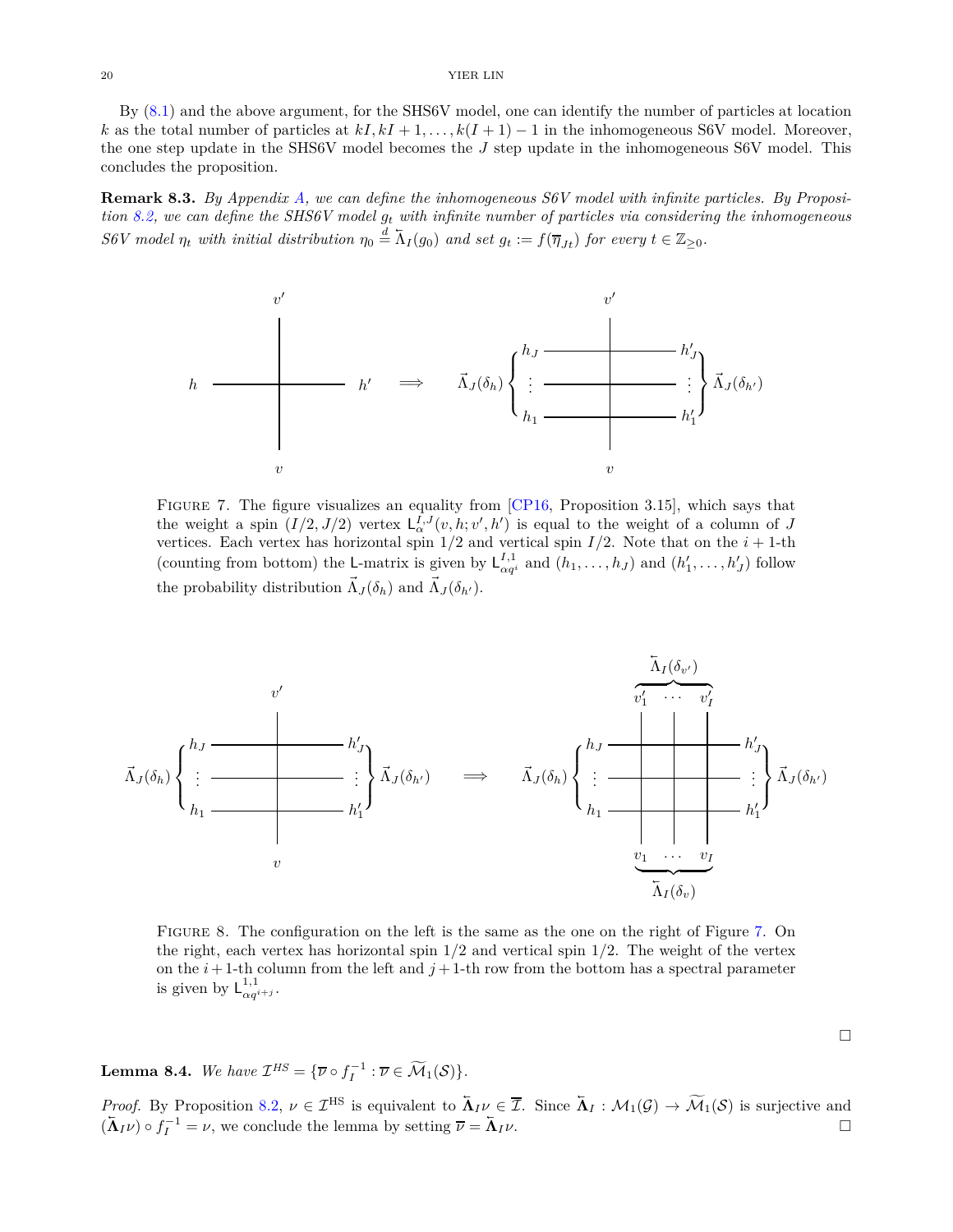By (8.1) and the above argument, for the SHS6V model, one can identify the number of particles at location $k$ as the total number of particles at $kI, kI+1, \dots, k(I+1)-1$ in the inhomogeneous S6V model. Moreover, the one step update in the SHS6V model becomes the $J$ step update in the inhomogeneous S6V model. This concludes the proposition.

**Remark 8.3.** *By Appendix A, we can define the inhomogeneous S6V model with infinite particles. By Proposition 8.2, we can define the SHS6V model $g_t$ with infinite number of particles via considering the inhomogeneous S6V model $\eta_t$ with initial distribution $\eta_0 \overset{d}{=} \overleftarrow{\Lambda}_I(g_0)$ and set $g_t := f(\overline{\eta}_{Jt})$ for every $t \in \mathbb{Z}_{\geq 0}$.*

Figure 7. The figure visualizes an equality from [CP16, Proposition 3.15], which says that the weight a spin $(I/2, J/2)$ vertex $\mathsf{L}_\alpha^{I,J}(v,h;v',h')$ is equal to the weight of a column of $J$ vertices. Each vertex has horizontal spin $1/2$ and vertical spin $I/2$. Note that on the $i+1$-th (counting from bottom) the $\mathsf{L}$-matrix is given by $\mathsf{L}_{\alpha q^i}^{I,1}$ and $(h_1,\dots,h_J)$ and $(h'_1,\dots,h'_J)$ follow the probability distribution $\vec{\Lambda}_J(\delta_h)$ and $\vec{\Lambda}_J(\delta_{h'})$.

Figure 8. The configuration on the left is the same as the one on the right of Figure 7. On the right, each vertex has horizontal spin $1/2$ and vertical spin $1/2$. The weight of the vertex on the $i+1$-th column from the left and $j+1$-th row from the bottom has a spectral parameter is given by $\mathsf{L}_{\alpha q^{i+j}}^{1,1}$.

□

**Lemma 8.4.** *We have $\mathcal{I}^{HS} = \{\overline{\nu} \circ f_I^{-1} : \overline{\nu} \in \widetilde{\mathcal{M}}_1(\mathcal{S})\}$.*

*Proof.* By Proposition 8.2, $\nu \in \mathcal{I}^{\text{HS}}$ is equivalent to $\overleftarrow{\mathbf{\Lambda}}_I \nu \in \overline{\mathcal{I}}$. Since $\overleftarrow{\mathbf{\Lambda}}_I : \mathcal{M}_1(\mathcal{G}) \to \widetilde{\mathcal{M}}_1(\mathcal{S})$ is surjective and $(\overleftarrow{\mathbf{\Lambda}}_I \nu) \circ f_I^{-1} = \nu$, we conclude the lemma by setting $\overline{\nu} = \overleftarrow{\mathbf{\Lambda}}_I \nu$. □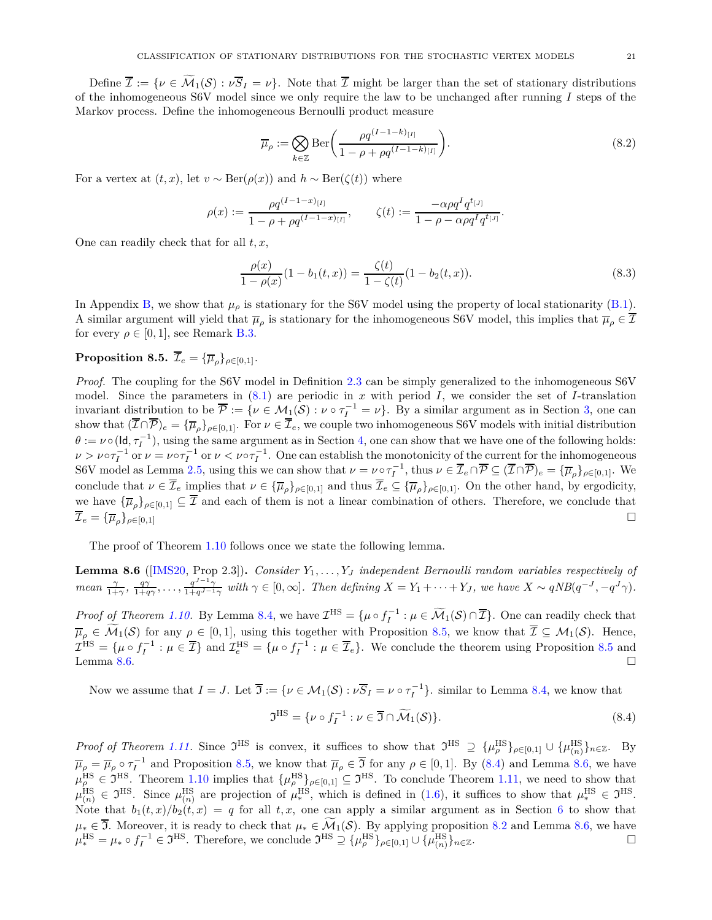Define $\overline{\mathcal{I}} := \{\nu \in \widetilde{\mathcal{M}}_1(\mathcal{S}) : \nu \overline{S}_I = \nu\}$. Note that $\overline{\mathcal{I}}$ might be larger than the set of stationary distributions of the inhomogeneous S6V model since we only require the law to be unchanged after running $I$ steps of the Markov process. Define the inhomogeneous Bernoulli product measure

$$\overline{\mu}_\rho := \bigotimes_{k\in\mathbb{Z}} \mathrm{Ber}\bigg(\frac{\rho q^{(I-1-k)_{[I]}}}{1-\rho+\rho q^{(I-1-k)_{[I]}}}\bigg). \tag{8.2}$$

For a vertex at $(t,x)$, let $v \sim \mathrm{Ber}(\rho(x))$ and $h \sim \mathrm{Ber}(\zeta(t))$ where

$$\rho(x) := \frac{\rho q^{(I-1-x)_{[I]}}}{1-\rho+\rho q^{(I-1-x)_{[I]}}}, \qquad \zeta(t) := \frac{-\alpha\rho q^I q^{t_{[J]}}}{1-\rho-\alpha\rho q^I q^{t_{[J]}}}.$$

One can readily check that for all $t,x$,

$$\frac{\rho(x)}{1-\rho(x)}(1-b_1(t,x)) = \frac{\zeta(t)}{1-\zeta(t)}(1-b_2(t,x)). \tag{8.3}$$

In Appendix B, we show that $\mu_\rho$ is stationary for the S6V model using the property of local stationarity (B.1). A similar argument will yield that $\overline{\mu}_\rho$ is stationary for the inhomogeneous S6V model, this implies that $\overline{\mu}_\rho \in \overline{\mathcal{I}}$ for every $\rho \in [0,1]$, see Remark B.3.

**Proposition 8.5.** $\overline{\mathcal{I}}_e = \{\overline{\mu}_\rho\}_{\rho\in[0,1]}$.

*Proof.* The coupling for the S6V model in Definition 2.3 can be simply generalized to the inhomogeneous S6V model. Since the parameters in (8.1) are periodic in $x$ with period $I$, we consider the set of $I$-translation invariant distribution to be $\overline{\mathcal{P}} := \{\nu \in \mathcal{M}_1(\mathcal{S}) : \nu\circ\tau_I^{-1} = \nu\}$. By a similar argument as in Section 3, one can show that $(\overline{\mathcal{I}}\cap\overline{\mathcal{P}})_e = \{\overline{\mu}_\rho\}_{\rho\in[0,1]}$. For $\nu \in \overline{\mathcal{I}}_e$, we couple two inhomogeneous S6V models with initial distribution $\theta := \nu\circ(\mathsf{Id},\tau_I^{-1})$, using the same argument as in Section 4, one can show that we have one of the following holds: $\nu > \nu\circ\tau_I^{-1}$ or $\nu = \nu\circ\tau_I^{-1}$ or $\nu < \nu\circ\tau_I^{-1}$. One can establish the monotonicity of the current for the inhomogeneous S6V model as Lemma 2.5, using this we can show that $\nu = \nu\circ\tau_I^{-1}$, thus $\nu \in \overline{\mathcal{I}}_e\cap\overline{\mathcal{P}} \subseteq (\overline{\mathcal{I}}\cap\overline{\mathcal{P}})_e = \{\overline{\mu}_\rho\}_{\rho\in[0,1]}$. We conclude that $\nu \in \overline{\mathcal{I}}_e$ implies that $\nu \in \{\overline{\mu}_\rho\}_{\rho\in[0,1]}$ and thus $\overline{\mathcal{I}}_e \subseteq \{\overline{\mu}_\rho\}_{\rho\in[0,1]}$. On the other hand, by ergodicity, we have $\{\overline{\mu}_\rho\}_{\rho\in[0,1]} \subseteq \overline{\mathcal{I}}$ and each of them is not a linear combination of others. Therefore, we conclude that $\overline{\mathcal{I}}_e = \{\overline{\mu}_\rho\}_{\rho\in[0,1]}$ □

The proof of Theorem 1.10 follows once we state the following lemma.

**Lemma 8.6** ([IMS20, Prop 2.3])**.** *Consider $Y_1,\dots,Y_J$ independent Bernoulli random variables respectively of mean $\frac{\gamma}{1+\gamma}, \frac{q\gamma}{1+q\gamma},\dots,\frac{q^{J-1}\gamma}{1+q^{J-1}\gamma}$ with $\gamma\in[0,\infty]$. Then defining $X = Y_1+\cdots+Y_J$, we have $X \sim qNB(q^{-J}, -q^J\gamma)$.*

*Proof of Theorem 1.10.* By Lemma 8.4, we have $\mathcal{I}^{\mathrm{HS}} = \{\mu\circ f_I^{-1} : \mu \in \widetilde{\mathcal{M}}_1(\mathcal{S})\cap\overline{\mathcal{I}}\}$. One can readily check that $\overline{\mu}_\rho \in \widetilde{\mathcal{M}}_1(\mathcal{S})$ for any $\rho\in[0,1]$, using this together with Proposition 8.5, we know that $\overline{\mathcal{I}} \subseteq \mathcal{M}_1(\mathcal{S})$. Hence, $\mathcal{I}^{\mathrm{HS}} = \{\mu\circ f_I^{-1} : \mu\in\overline{\mathcal{I}}\}$ and $\mathcal{I}^{\mathrm{HS}}_e = \{\mu\circ f_I^{-1} : \mu\in\overline{\mathcal{I}}_e\}$. We conclude the theorem using Proposition 8.5 and Lemma 8.6. □

Now we assume that $I = J$. Let $\overline{\mathfrak{I}} := \{\nu\in\mathcal{M}_1(\mathcal{S}) : \nu\overline{S}_I = \nu\circ\tau_I^{-1}\}$. similar to Lemma 8.4, we know that

$$\mathfrak{I}^{\mathrm{HS}} = \{\nu\circ f_I^{-1} : \nu\in\overline{\mathfrak{I}}\cap\widetilde{\mathcal{M}}_1(\mathcal{S})\}. \tag{8.4}$$

*Proof of Theorem 1.11.* Since $\mathfrak{I}^{\mathrm{HS}}$ is convex, it suffices to show that $\mathfrak{I}^{\mathrm{HS}} \supseteq \{\mu^{\mathrm{HS}}_\rho\}_{\rho\in[0,1]}\cup\{\mu^{\mathrm{HS}}_{(n)}\}_{n\in\mathbb{Z}}$. By $\overline{\mu}_\rho = \overline{\mu}_\rho\circ\tau_I^{-1}$ and Proposition 8.5, we know that $\overline{\mu}_\rho\in\overline{\mathfrak{I}}$ for any $\rho\in[0,1]$. By (8.4) and Lemma 8.6, we have $\mu^{\mathrm{HS}}_\rho \in \mathfrak{I}^{\mathrm{HS}}$. Theorem 1.10 implies that $\{\mu^{\mathrm{HS}}_\rho\}_{\rho\in[0,1]} \subseteq \mathfrak{I}^{\mathrm{HS}}$. To conclude Theorem 1.11, we need to show that $\mu^{\mathrm{HS}}_{(n)} \in \mathfrak{I}^{\mathrm{HS}}$. Since $\mu^{\mathrm{HS}}_{(n)}$ are projection of $\mu^{\mathrm{HS}}_*$, which is defined in (1.6), it suffices to show that $\mu^{\mathrm{HS}}_* \in \mathfrak{I}^{\mathrm{HS}}$. Note that $b_1(t,x)/b_2(t,x) = q$ for all $t,x$, one can apply a similar argument as in Section 6 to show that $\mu_*\in\overline{\mathfrak{I}}$. Moreover, it is ready to check that $\mu_*\in\widetilde{\mathcal{M}}_1(\mathcal{S})$. By applying proposition 8.2 and Lemma 8.6, we have $\mu^{\mathrm{HS}}_* = \mu_*\circ f_I^{-1} \in \mathfrak{I}^{\mathrm{HS}}$. Therefore, we conclude $\mathfrak{I}^{\mathrm{HS}} \supseteq \{\mu^{\mathrm{HS}}_\rho\}_{\rho\in[0,1]}\cup\{\mu^{\mathrm{HS}}_{(n)}\}_{n\in\mathbb{Z}}$. □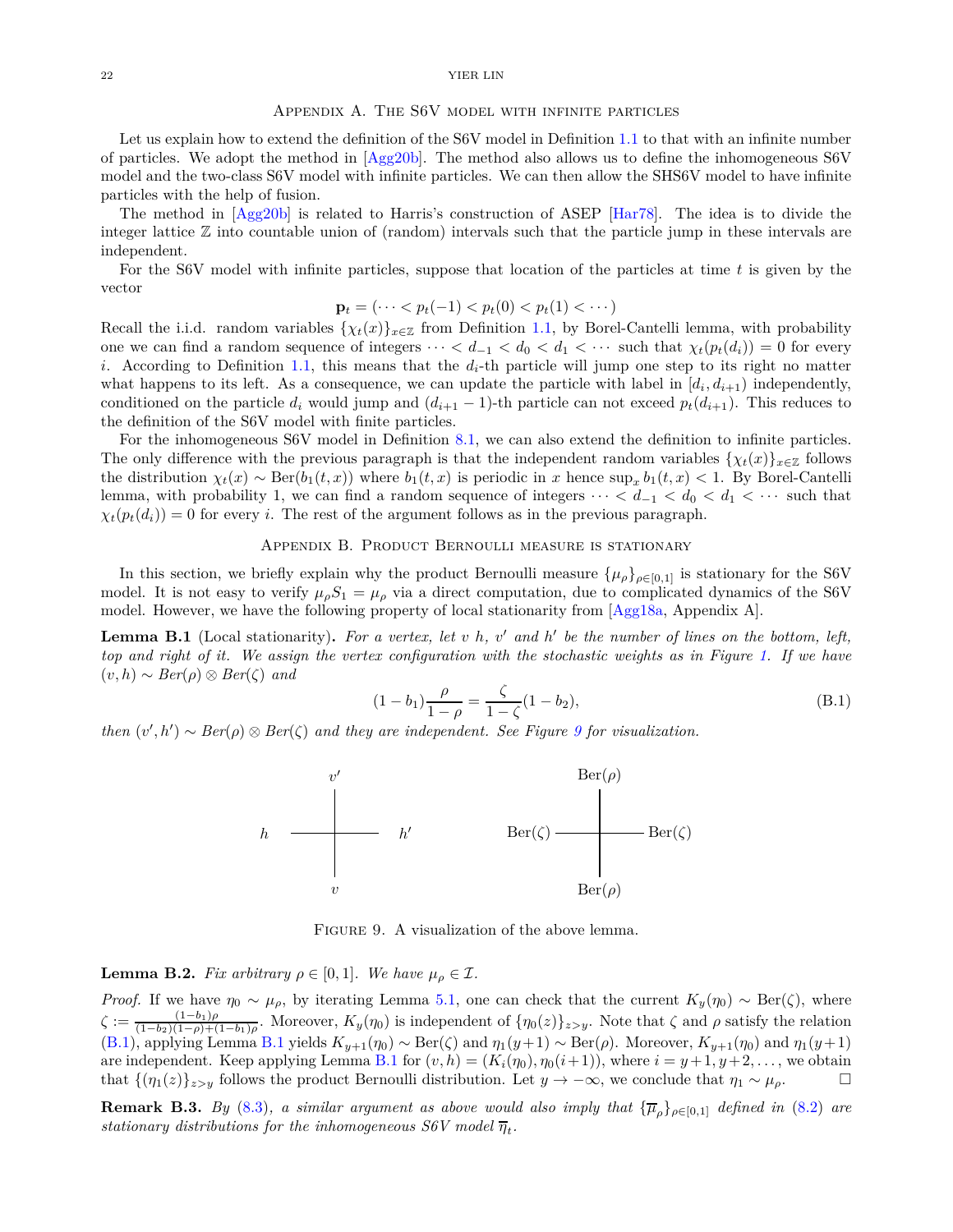## Appendix A. The S6V model with infinite particles

Let us explain how to extend the definition of the S6V model in Definition 1.1 to that with an infinite number of particles. We adopt the method in [Agg20b]. The method also allows us to define the inhomogeneous S6V model and the two-class S6V model with infinite particles. We can then allow the SHS6V model to have infinite particles with the help of fusion.

The method in [Agg20b] is related to Harris's construction of ASEP [Har78]. The idea is to divide the integer lattice $\mathbb{Z}$ into countable union of (random) intervals such that the particle jump in these intervals are independent.

For the S6V model with infinite particles, suppose that location of the particles at time $t$ is given by the vector

$$\mathbf{p}_t = (\cdots < p_t(-1) < p_t(0) < p_t(1) < \cdots)$$

Recall the i.i.d. random variables $\{\chi_t(x)\}_{x\in\mathbb{Z}}$ from Definition 1.1, by Borel-Cantelli lemma, with probability one we can find a random sequence of integers $\cdots < d_{-1} < d_0 < d_1 < \cdots$ such that $\chi_t(p_t(d_i)) = 0$ for every $i$. According to Definition 1.1, this means that the $d_i$-th particle will jump one step to its right no matter what happens to its left. As a consequence, we can update the particle with label in $[d_i, d_{i+1})$ independently, conditioned on the particle $d_i$ would jump and $(d_{i+1}-1)$-th particle can not exceed $p_t(d_{i+1})$. This reduces to the definition of the S6V model with finite particles.

For the inhomogeneous S6V model in Definition 8.1, we can also extend the definition to infinite particles. The only difference with the previous paragraph is that the independent random variables $\{\chi_t(x)\}_{x\in\mathbb{Z}}$ follows the distribution $\chi_t(x) \sim \mathrm{Ber}(b_1(t,x))$ where $b_1(t,x)$ is periodic in $x$ hence $\sup_x b_1(t,x) < 1$. By Borel-Cantelli lemma, with probability 1, we can find a random sequence of integers $\cdots < d_{-1} < d_0 < d_1 < \cdots$ such that $\chi_t(p_t(d_i)) = 0$ for every $i$. The rest of the argument follows as in the previous paragraph.

## Appendix B. Product Bernoulli measure is stationary

In this section, we briefly explain why the product Bernoulli measure $\{\mu_\rho\}_{\rho\in[0,1]}$ is stationary for the S6V model. It is not easy to verify $\mu_\rho S_1 = \mu_\rho$ via a direct computation, due to complicated dynamics of the S6V model. However, we have the following property of local stationarity from [Agg18a, Appendix A].

**Lemma B.1** (Local stationarity)**.** *For a vertex, let $v$ $h$, $v'$ and $h'$ be the number of lines on the bottom, left, top and right of it. We assign the vertex configuration with the stochastic weights as in Figure 1. If we have $(v,h) \sim Ber(\rho) \otimes Ber(\zeta)$ and*

$$(1-b_1)\frac{\rho}{1-\rho} = \frac{\zeta}{1-\zeta}(1-b_2), \tag{B.1}$$

*then $(v',h') \sim Ber(\rho) \otimes Ber(\zeta)$ and they are independent. See Figure 9 for visualization.*

Figure 9. A visualization of the above lemma.

**Lemma B.2.** *Fix arbitrary $\rho \in [0,1]$. We have $\mu_\rho \in \mathcal{I}$.*

*Proof.* If we have $\eta_0 \sim \mu_\rho$, by iterating Lemma 5.1, one can check that the current $K_y(\eta_0) \sim \mathrm{Ber}(\zeta)$, where $\zeta := \frac{(1-b_1)\rho}{(1-b_2)(1-\rho)+(1-b_1)\rho}$. Moreover, $K_y(\eta_0)$ is independent of $\{\eta_0(z)\}_{z>y}$. Note that $\zeta$ and $\rho$ satisfy the relation (B.1), applying Lemma B.1 yields $K_{y+1}(\eta_0) \sim \mathrm{Ber}(\zeta)$ and $\eta_1(y+1) \sim \mathrm{Ber}(\rho)$. Moreover, $K_{y+1}(\eta_0)$ and $\eta_1(y+1)$ are independent. Keep applying Lemma B.1 for $(v,h) = (K_i(\eta_0), \eta_0(i+1))$, where $i = y+1, y+2, \ldots$, we obtain that $\{(\eta_1(z)\}_{z>y}$ follows the product Bernoulli distribution. Let $y \to -\infty$, we conclude that $\eta_1 \sim \mu_\rho$. $\square$

**Remark B.3.** *By (8.3), a similar argument as above would also imply that $\{\overline{\mu}_\rho\}_{\rho\in[0,1]}$ defined in (8.2) are stationary distributions for the inhomogeneous S6V model $\overline{\eta}_t$.*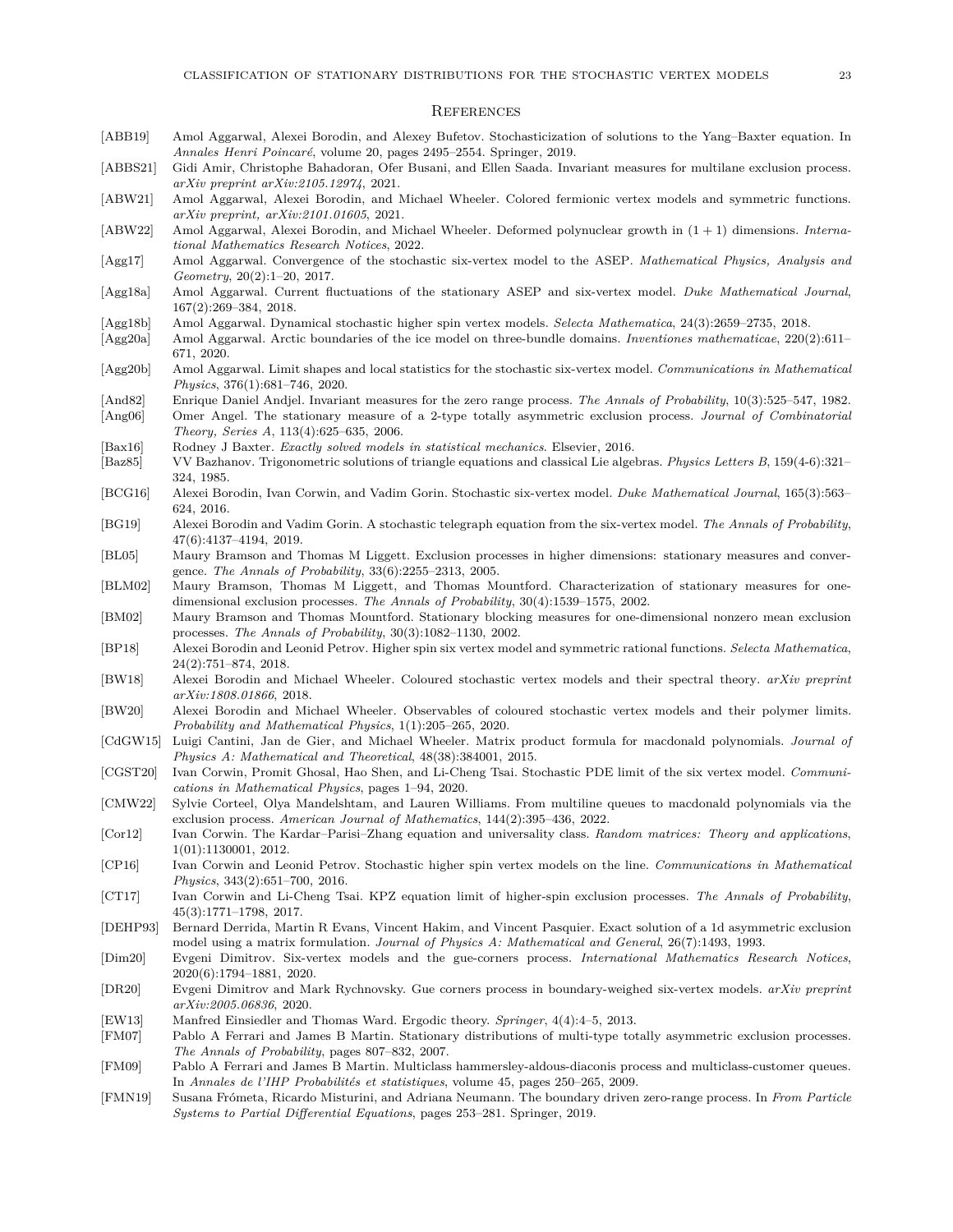## References

[ABB19] Amol Aggarwal, Alexei Borodin, and Alexey Bufetov. Stochasticization of solutions to the Yang–Baxter equation. In *Annales Henri Poincaré*, volume 20, pages 2495–2554. Springer, 2019.

[ABBS21] Gidi Amir, Christophe Bahadoran, Ofer Busani, and Ellen Saada. Invariant measures for multilane exclusion process. *arXiv preprint arXiv:2105.12974*, 2021.

[ABW21] Amol Aggarwal, Alexei Borodin, and Michael Wheeler. Colored fermionic vertex models and symmetric functions. *arXiv preprint, arXiv:2101.01605*, 2021.

[ABW22] Amol Aggarwal, Alexei Borodin, and Michael Wheeler. Deformed polynuclear growth in $(1+1)$ dimensions. *International Mathematics Research Notices*, 2022.

[Agg17] Amol Aggarwal. Convergence of the stochastic six-vertex model to the ASEP. *Mathematical Physics, Analysis and Geometry*, 20(2):1–20, 2017.

[Agg18a] Amol Aggarwal. Current fluctuations of the stationary ASEP and six-vertex model. *Duke Mathematical Journal*, 167(2):269–384, 2018.

[Agg18b] Amol Aggarwal. Dynamical stochastic higher spin vertex models. *Selecta Mathematica*, 24(3):2659–2735, 2018.

[Agg20a] Amol Aggarwal. Arctic boundaries of the ice model on three-bundle domains. *Inventiones mathematicae*, 220(2):611–671, 2020.

[Agg20b] Amol Aggarwal. Limit shapes and local statistics for the stochastic six-vertex model. *Communications in Mathematical Physics*, 376(1):681–746, 2020.

[And82] Enrique Daniel Andjel. Invariant measures for the zero range process. *The Annals of Probability*, 10(3):525–547, 1982.

[Ang06] Omer Angel. The stationary measure of a 2-type totally asymmetric exclusion process. *Journal of Combinatorial Theory, Series A*, 113(4):625–635, 2006.

[Bax16] Rodney J Baxter. *Exactly solved models in statistical mechanics*. Elsevier, 2016.

[Baz85] VV Bazhanov. Trigonometric solutions of triangle equations and classical Lie algebras. *Physics Letters B*, 159(4-6):321–324, 1985.

[BCG16] Alexei Borodin, Ivan Corwin, and Vadim Gorin. Stochastic six-vertex model. *Duke Mathematical Journal*, 165(3):563–624, 2016.

[BG19] Alexei Borodin and Vadim Gorin. A stochastic telegraph equation from the six-vertex model. *The Annals of Probability*, 47(6):4137–4194, 2019.

[BL05] Maury Bramson and Thomas M Liggett. Exclusion processes in higher dimensions: stationary measures and convergence. *The Annals of Probability*, 33(6):2255–2313, 2005.

[BLM02] Maury Bramson, Thomas M Liggett, and Thomas Mountford. Characterization of stationary measures for one-dimensional exclusion processes. *The Annals of Probability*, 30(4):1539–1575, 2002.

[BM02] Maury Bramson and Thomas Mountford. Stationary blocking measures for one-dimensional nonzero mean exclusion processes. *The Annals of Probability*, 30(3):1082–1130, 2002.

[BP18] Alexei Borodin and Leonid Petrov. Higher spin six vertex model and symmetric rational functions. *Selecta Mathematica*, 24(2):751–874, 2018.

[BW18] Alexei Borodin and Michael Wheeler. Coloured stochastic vertex models and their spectral theory. *arXiv preprint arXiv:1808.01866*, 2018.

[BW20] Alexei Borodin and Michael Wheeler. Observables of coloured stochastic vertex models and their polymer limits. *Probability and Mathematical Physics*, 1(1):205–265, 2020.

[CdGW15] Luigi Cantini, Jan de Gier, and Michael Wheeler. Matrix product formula for macdonald polynomials. *Journal of Physics A: Mathematical and Theoretical*, 48(38):384001, 2015.

[CGST20] Ivan Corwin, Promit Ghosal, Hao Shen, and Li-Cheng Tsai. Stochastic PDE limit of the six vertex model. *Communications in Mathematical Physics*, pages 1–94, 2020.

[CMW22] Sylvie Corteel, Olya Mandelshtam, and Lauren Williams. From multiline queues to macdonald polynomials via the exclusion process. *American Journal of Mathematics*, 144(2):395–436, 2022.

[Cor12] Ivan Corwin. The Kardar–Parisi–Zhang equation and universality class. *Random matrices: Theory and applications*, 1(01):1130001, 2012.

[CP16] Ivan Corwin and Leonid Petrov. Stochastic higher spin vertex models on the line. *Communications in Mathematical Physics*, 343(2):651–700, 2016.

[CT17] Ivan Corwin and Li-Cheng Tsai. KPZ equation limit of higher-spin exclusion processes. *The Annals of Probability*, 45(3):1771–1798, 2017.

[DEHP93] Bernard Derrida, Martin R Evans, Vincent Hakim, and Vincent Pasquier. Exact solution of a 1d asymmetric exclusion model using a matrix formulation. *Journal of Physics A: Mathematical and General*, 26(7):1493, 1993.

[Dim20] Evgeni Dimitrov. Six-vertex models and the gue-corners process. *International Mathematics Research Notices*, 2020(6):1794–1881, 2020.

[DR20] Evgeni Dimitrov and Mark Rychnovsky. Gue corners process in boundary-weighed six-vertex models. *arXiv preprint arXiv:2005.06836*, 2020.

[EW13] Manfred Einsiedler and Thomas Ward. Ergodic theory. *Springer*, 4(4):4–5, 2013.

[FM07] Pablo A Ferrari and James B Martin. Stationary distributions of multi-type totally asymmetric exclusion processes. *The Annals of Probability*, pages 807–832, 2007.

[FM09] Pablo A Ferrari and James B Martin. Multiclass hammersley-aldous-diaconis process and multiclass-customer queues. In *Annales de l'IHP Probabilités et statistiques*, volume 45, pages 250–265, 2009.

[FMN19] Susana Frómeta, Ricardo Misturini, and Adriana Neumann. The boundary driven zero-range process. In *From Particle Systems to Partial Differential Equations*, pages 253–281. Springer, 2019.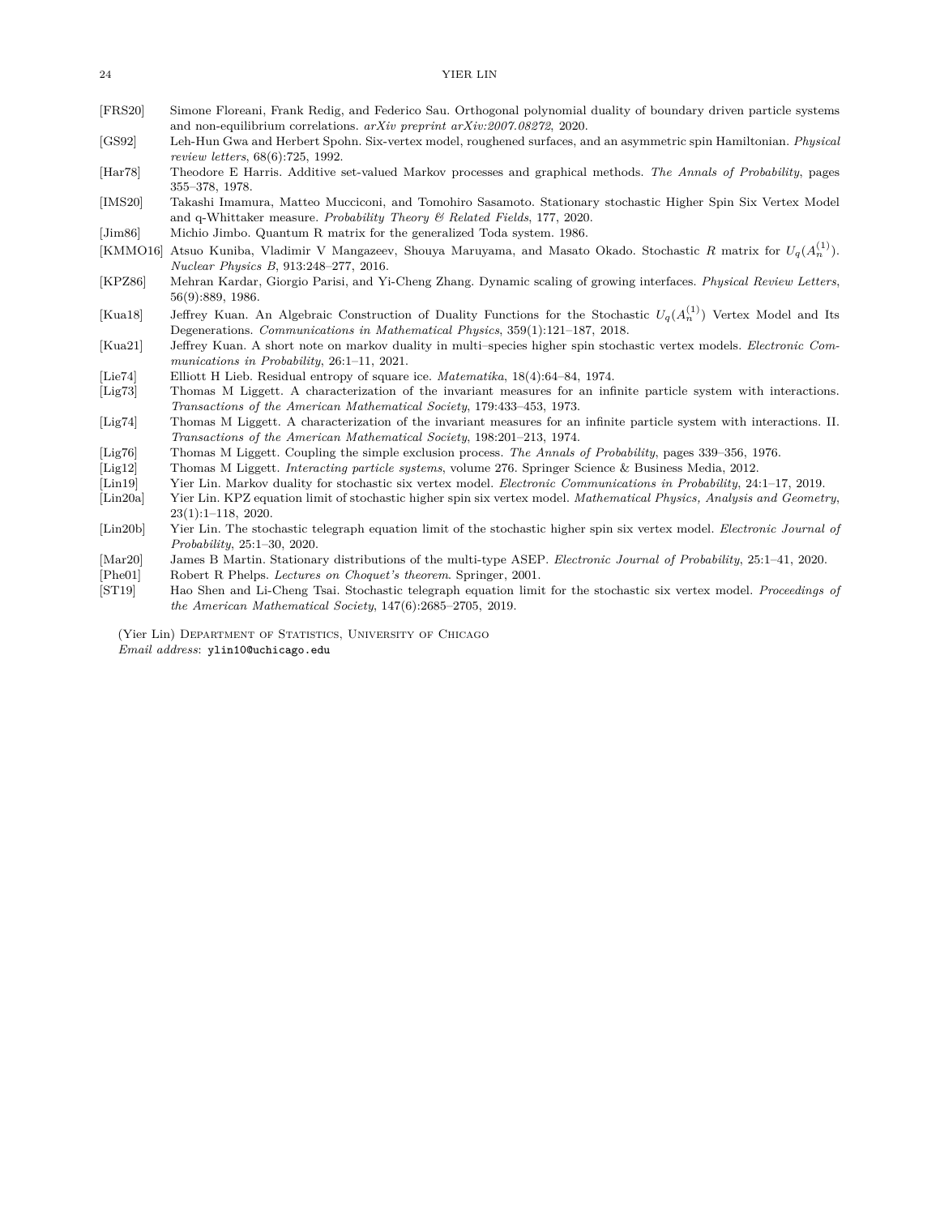[FRS20] Simone Floreani, Frank Redig, and Federico Sau. Orthogonal polynomial duality of boundary driven particle systems and non-equilibrium correlations. *arXiv preprint arXiv:2007.08272*, 2020.

[GS92] Leh-Hun Gwa and Herbert Spohn. Six-vertex model, roughened surfaces, and an asymmetric spin Hamiltonian. *Physical review letters*, 68(6):725, 1992.

[Har78] Theodore E Harris. Additive set-valued Markov processes and graphical methods. *The Annals of Probability*, pages 355–378, 1978.

[IMS20] Takashi Imamura, Matteo Mucciconi, and Tomohiro Sasamoto. Stationary stochastic Higher Spin Six Vertex Model and q-Whittaker measure. *Probability Theory & Related Fields*, 177, 2020.

[Jim86] Michio Jimbo. Quantum R matrix for the generalized Toda system. 1986.

[KMMO16] Atsuo Kuniba, Vladimir V Mangazeev, Shouya Maruyama, and Masato Okado. Stochastic $R$ matrix for $U_q(A_n^{(1)})$. *Nuclear Physics B*, 913:248–277, 2016.

[KPZ86] Mehran Kardar, Giorgio Parisi, and Yi-Cheng Zhang. Dynamic scaling of growing interfaces. *Physical Review Letters*, 56(9):889, 1986.

[Kua18] Jeffrey Kuan. An Algebraic Construction of Duality Functions for the Stochastic $U_q(A_n^{(1)})$ Vertex Model and Its Degenerations. *Communications in Mathematical Physics*, 359(1):121–187, 2018.

[Kua21] Jeffrey Kuan. A short note on markov duality in multi–species higher spin stochastic vertex models. *Electronic Communications in Probability*, 26:1–11, 2021.

[Lie74] Elliott H Lieb. Residual entropy of square ice. *Matematika*, 18(4):64–84, 1974.

[Lig73] Thomas M Liggett. A characterization of the invariant measures for an infinite particle system with interactions. *Transactions of the American Mathematical Society*, 179:433–453, 1973.

[Lig74] Thomas M Liggett. A characterization of the invariant measures for an infinite particle system with interactions. II. *Transactions of the American Mathematical Society*, 198:201–213, 1974.

[Lig76] Thomas M Liggett. Coupling the simple exclusion process. *The Annals of Probability*, pages 339–356, 1976.

[Lig12] Thomas M Liggett. *Interacting particle systems*, volume 276. Springer Science & Business Media, 2012.

[Lin19] Yier Lin. Markov duality for stochastic six vertex model. *Electronic Communications in Probability*, 24:1–17, 2019.

[Lin20a] Yier Lin. KPZ equation limit of stochastic higher spin six vertex model. *Mathematical Physics, Analysis and Geometry*, 23(1):1–118, 2020.

[Lin20b] Yier Lin. The stochastic telegraph equation limit of the stochastic higher spin six vertex model. *Electronic Journal of Probability*, 25:1–30, 2020.

[Mar20] James B Martin. Stationary distributions of the multi-type ASEP. *Electronic Journal of Probability*, 25:1–41, 2020.

[Phe01] Robert R Phelps. *Lectures on Choquet's theorem*. Springer, 2001.

[ST19] Hao Shen and Li-Cheng Tsai. Stochastic telegraph equation limit for the stochastic six vertex model. *Proceedings of the American Mathematical Society*, 147(6):2685–2705, 2019.

(Yier Lin) Department of Statistics, University of Chicago
*Email address*: ylin10@uchicago.edu